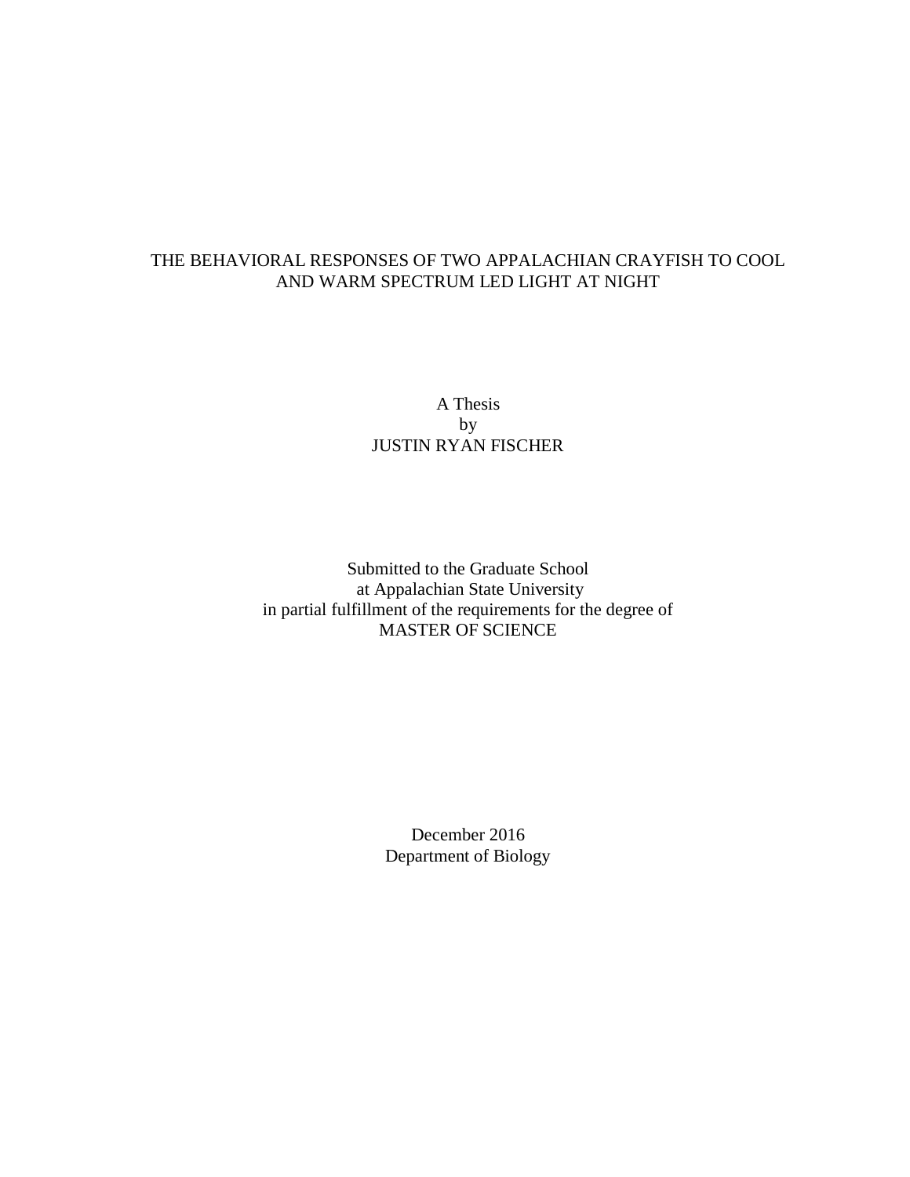# THE BEHAVIORAL RESPONSES OF TWO APPALACHIAN CRAYFISH TO COOL AND WARM SPECTRUM LED LIGHT AT NIGHT

A Thesis
by
JUSTIN RYAN FISCHER

Submitted to the Graduate School
at Appalachian State University
in partial fulfillment of the requirements for the degree of
MASTER OF SCIENCE

December 2016
Department of Biology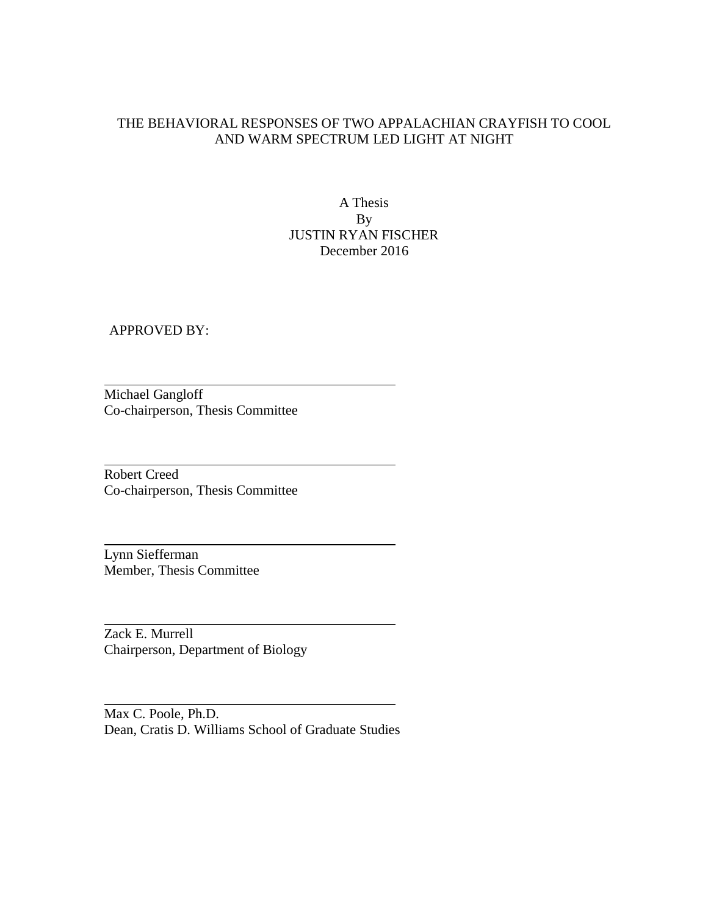THE BEHAVIORAL RESPONSES OF TWO APPALACHIAN CRAYFISH TO COOL AND WARM SPECTRUM LED LIGHT AT NIGHT

A Thesis
By
JUSTIN RYAN FISCHER
December 2016

APPROVED BY:

Michael Gangloff
Co-chairperson, Thesis Committee

Robert Creed
Co-chairperson, Thesis Committee

Lynn Siefferman
Member, Thesis Committee

Zack E. Murrell
Chairperson, Department of Biology

Max C. Poole, Ph.D.
Dean, Cratis D. Williams School of Graduate Studies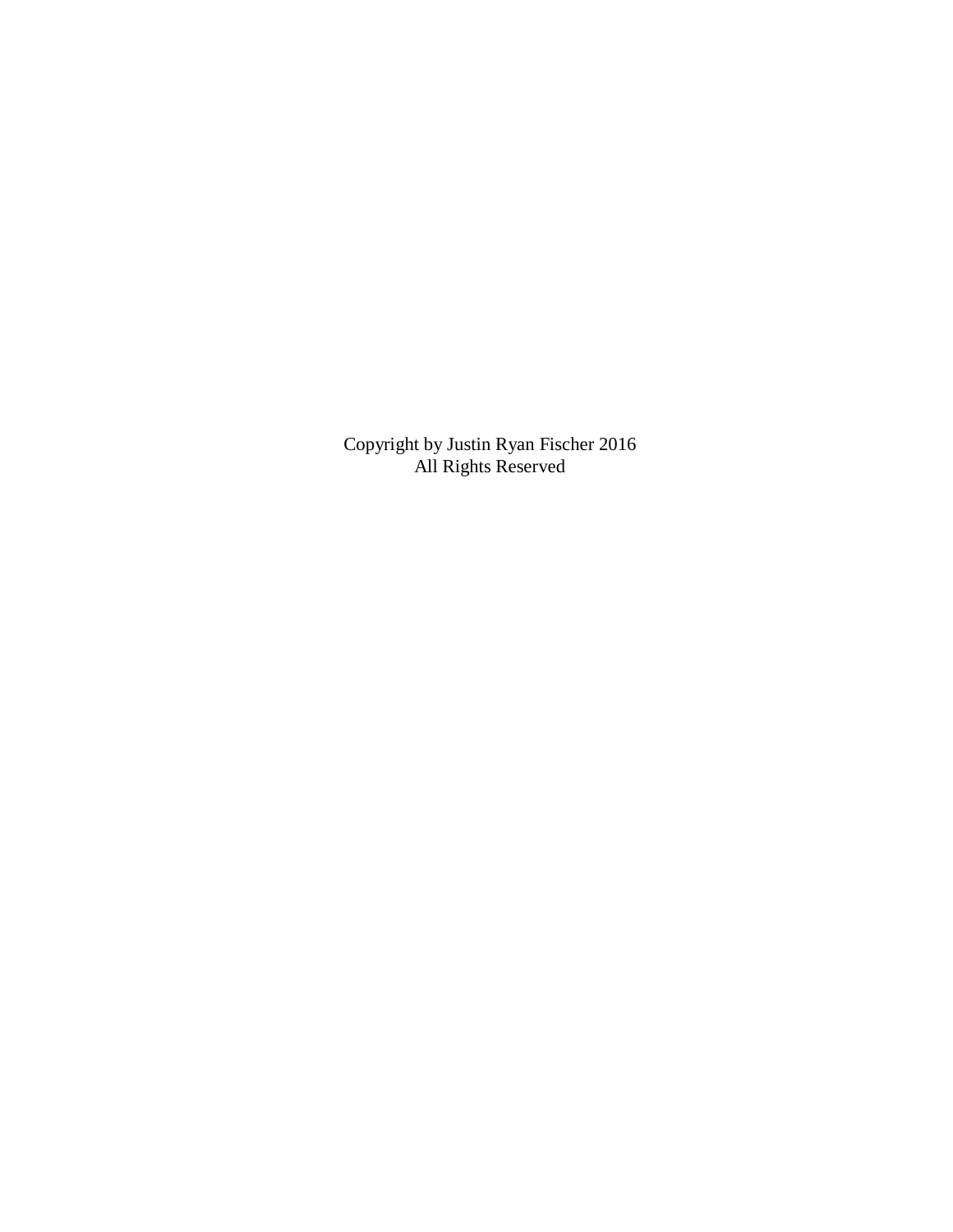Copyright by Justin Ryan Fischer 2016
All Rights Reserved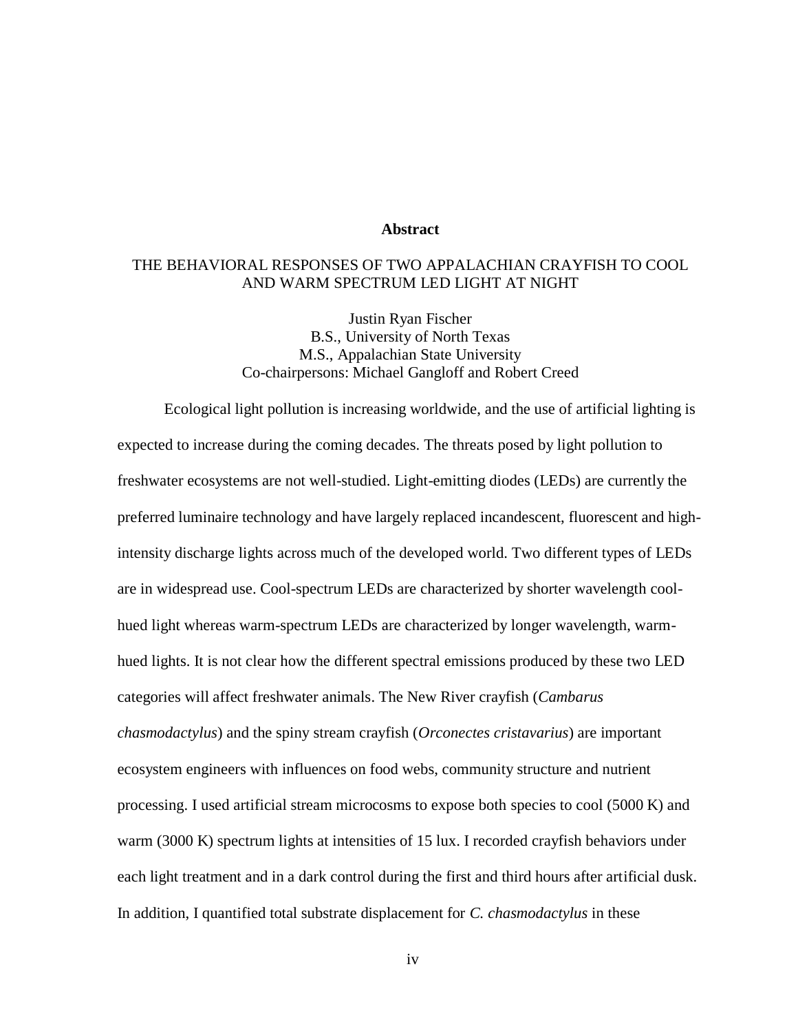## Abstract

THE BEHAVIORAL RESPONSES OF TWO APPALACHIAN CRAYFISH TO COOL AND WARM SPECTRUM LED LIGHT AT NIGHT

Justin Ryan Fischer
B.S., University of North Texas
M.S., Appalachian State University
Co-chairpersons: Michael Gangloff and Robert Creed

Ecological light pollution is increasing worldwide, and the use of artificial lighting is expected to increase during the coming decades. The threats posed by light pollution to freshwater ecosystems are not well-studied. Light-emitting diodes (LEDs) are currently the preferred luminaire technology and have largely replaced incandescent, fluorescent and high-intensity discharge lights across much of the developed world. Two different types of LEDs are in widespread use. Cool-spectrum LEDs are characterized by shorter wavelength cool-hued light whereas warm-spectrum LEDs are characterized by longer wavelength, warm-hued lights. It is not clear how the different spectral emissions produced by these two LED categories will affect freshwater animals. The New River crayfish (*Cambarus chasmodactylus*) and the spiny stream crayfish (*Orconectes cristavarius*) are important ecosystem engineers with influences on food webs, community structure and nutrient processing. I used artificial stream microcosms to expose both species to cool (5000 K) and warm (3000 K) spectrum lights at intensities of 15 lux. I recorded crayfish behaviors under each light treatment and in a dark control during the first and third hours after artificial dusk. In addition, I quantified total substrate displacement for *C. chasmodactylus* in these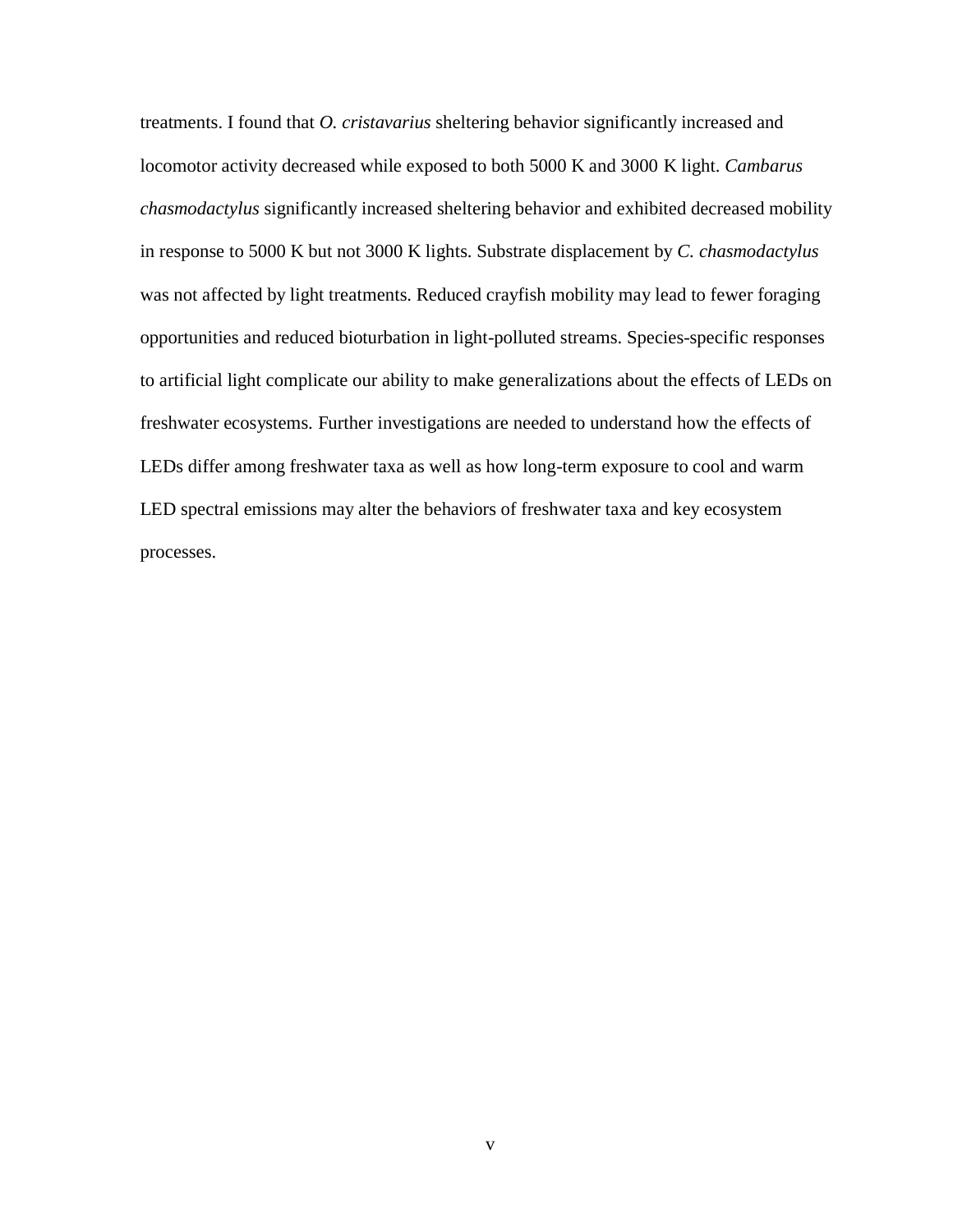treatments. I found that *O. cristavarius* sheltering behavior significantly increased and locomotor activity decreased while exposed to both 5000 K and 3000 K light. *Cambarus chasmodactylus* significantly increased sheltering behavior and exhibited decreased mobility in response to 5000 K but not 3000 K lights. Substrate displacement by *C. chasmodactylus* was not affected by light treatments. Reduced crayfish mobility may lead to fewer foraging opportunities and reduced bioturbation in light-polluted streams. Species-specific responses to artificial light complicate our ability to make generalizations about the effects of LEDs on freshwater ecosystems. Further investigations are needed to understand how the effects of LEDs differ among freshwater taxa as well as how long-term exposure to cool and warm LED spectral emissions may alter the behaviors of freshwater taxa and key ecosystem processes.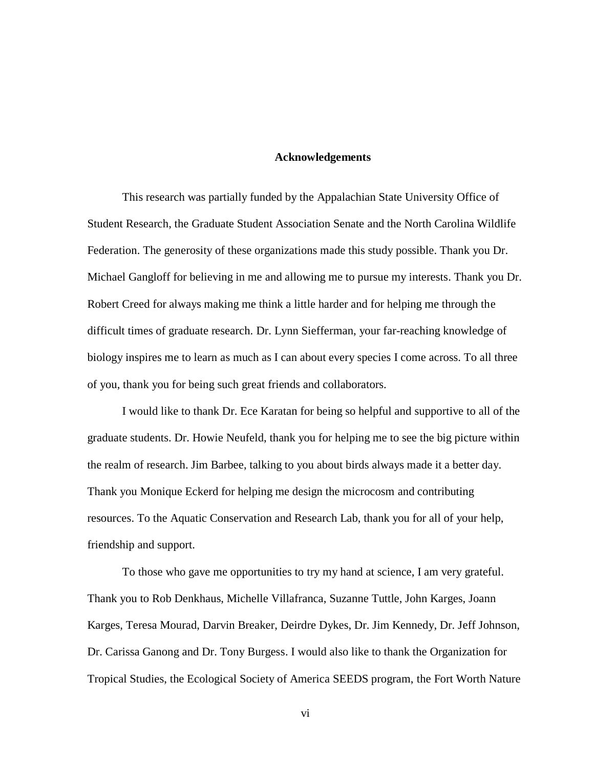## Acknowledgements

This research was partially funded by the Appalachian State University Office of Student Research, the Graduate Student Association Senate and the North Carolina Wildlife Federation. The generosity of these organizations made this study possible. Thank you Dr. Michael Gangloff for believing in me and allowing me to pursue my interests. Thank you Dr. Robert Creed for always making me think a little harder and for helping me through the difficult times of graduate research. Dr. Lynn Siefferman, your far-reaching knowledge of biology inspires me to learn as much as I can about every species I come across. To all three of you, thank you for being such great friends and collaborators.

I would like to thank Dr. Ece Karatan for being so helpful and supportive to all of the graduate students. Dr. Howie Neufeld, thank you for helping me to see the big picture within the realm of research. Jim Barbee, talking to you about birds always made it a better day. Thank you Monique Eckerd for helping me design the microcosm and contributing resources. To the Aquatic Conservation and Research Lab, thank you for all of your help, friendship and support.

To those who gave me opportunities to try my hand at science, I am very grateful. Thank you to Rob Denkhaus, Michelle Villafranca, Suzanne Tuttle, John Karges, Joann Karges, Teresa Mourad, Darvin Breaker, Deirdre Dykes, Dr. Jim Kennedy, Dr. Jeff Johnson, Dr. Carissa Ganong and Dr. Tony Burgess. I would also like to thank the Organization for Tropical Studies, the Ecological Society of America SEEDS program, the Fort Worth Nature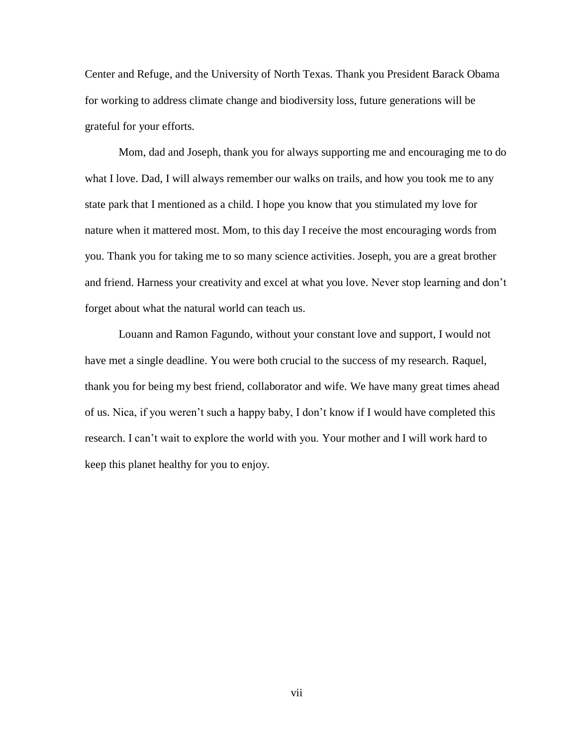Center and Refuge, and the University of North Texas. Thank you President Barack Obama for working to address climate change and biodiversity loss, future generations will be grateful for your efforts.

Mom, dad and Joseph, thank you for always supporting me and encouraging me to do what I love. Dad, I will always remember our walks on trails, and how you took me to any state park that I mentioned as a child. I hope you know that you stimulated my love for nature when it mattered most. Mom, to this day I receive the most encouraging words from you. Thank you for taking me to so many science activities. Joseph, you are a great brother and friend. Harness your creativity and excel at what you love. Never stop learning and don't forget about what the natural world can teach us.

Louann and Ramon Fagundo, without your constant love and support, I would not have met a single deadline. You were both crucial to the success of my research. Raquel, thank you for being my best friend, collaborator and wife. We have many great times ahead of us. Nica, if you weren't such a happy baby, I don't know if I would have completed this research. I can't wait to explore the world with you. Your mother and I will work hard to keep this planet healthy for you to enjoy.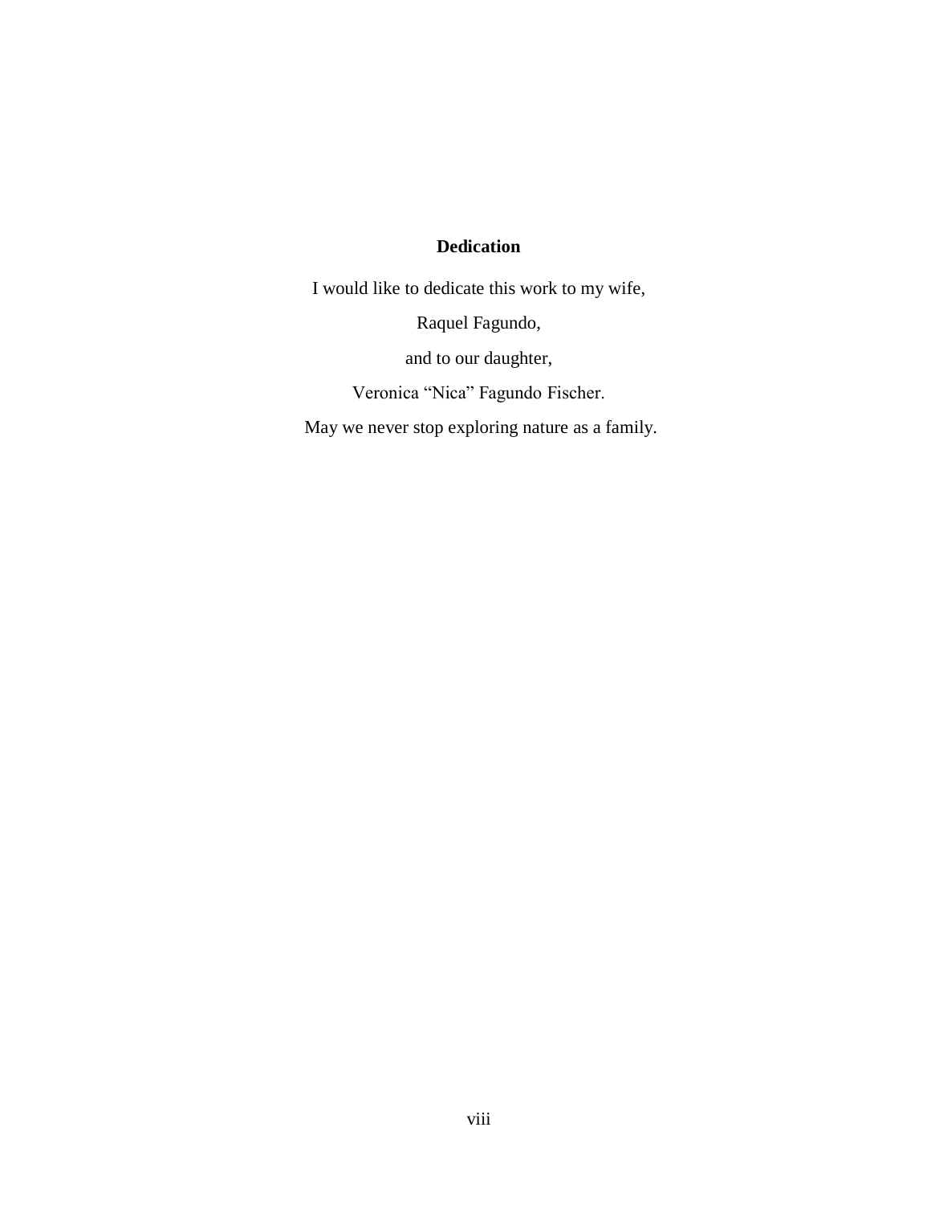## Dedication

I would like to dedicate this work to my wife,

Raquel Fagundo,

and to our daughter,

Veronica “Nica” Fagundo Fischer.

May we never stop exploring nature as a family.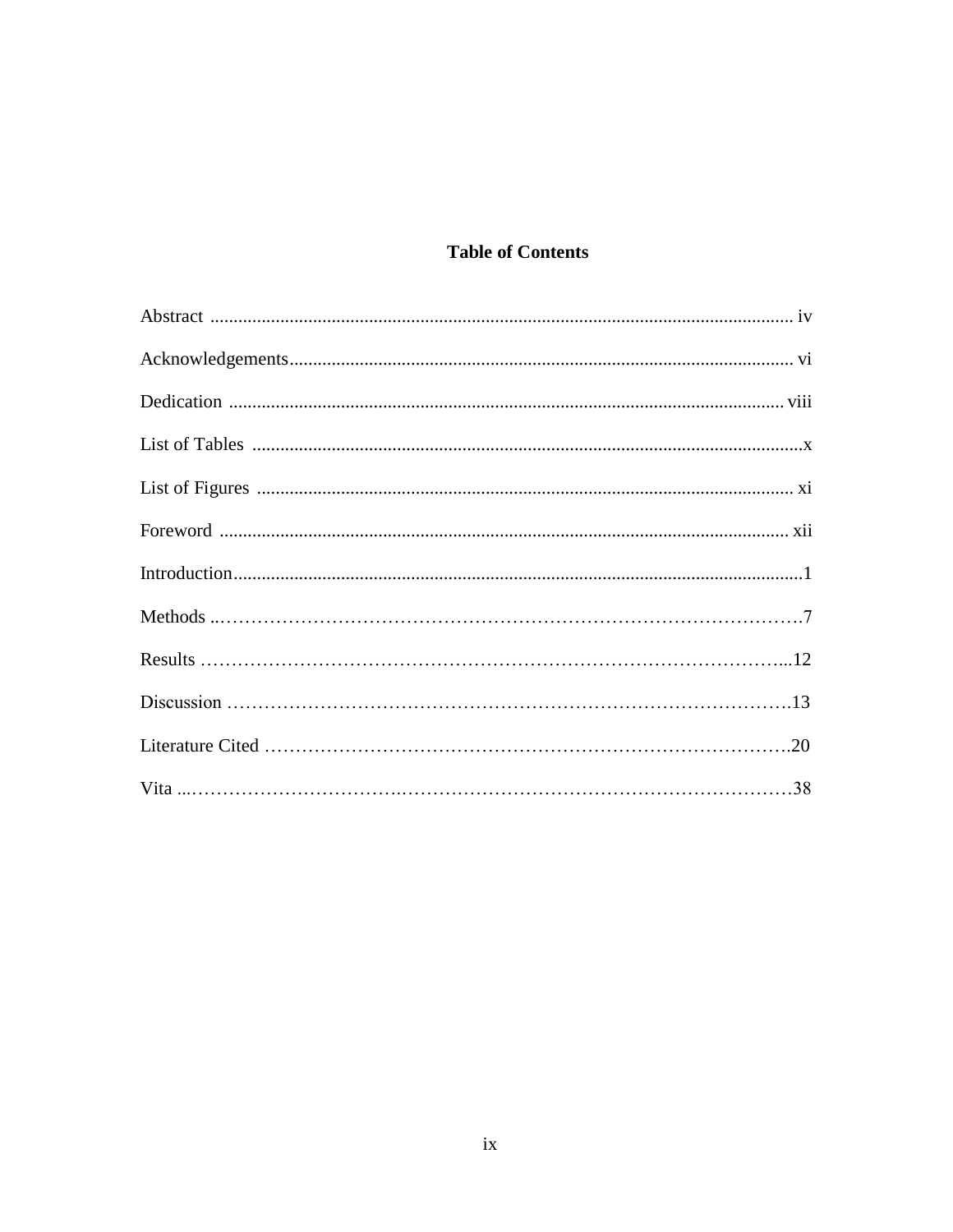# Table of Contents

Abstract ........................................................................................................................... iv

Acknowledgements.......................................................................................................... vi

Dedication ..................................................................................................................... viii

List of Tables ....................................................................................................................x

List of Figures ................................................................................................................. xi

Foreword ........................................................................................................................ xii

Introduction........................................................................................................................1

Methods ..………………………………………………………………………………….7

Results ……………………………………………………………………………………...12

Discussion ……………………………………………………………………………….13

Literature Cited ………………………………………………………………………….20

Vita ...……………………………….……………………………………………………38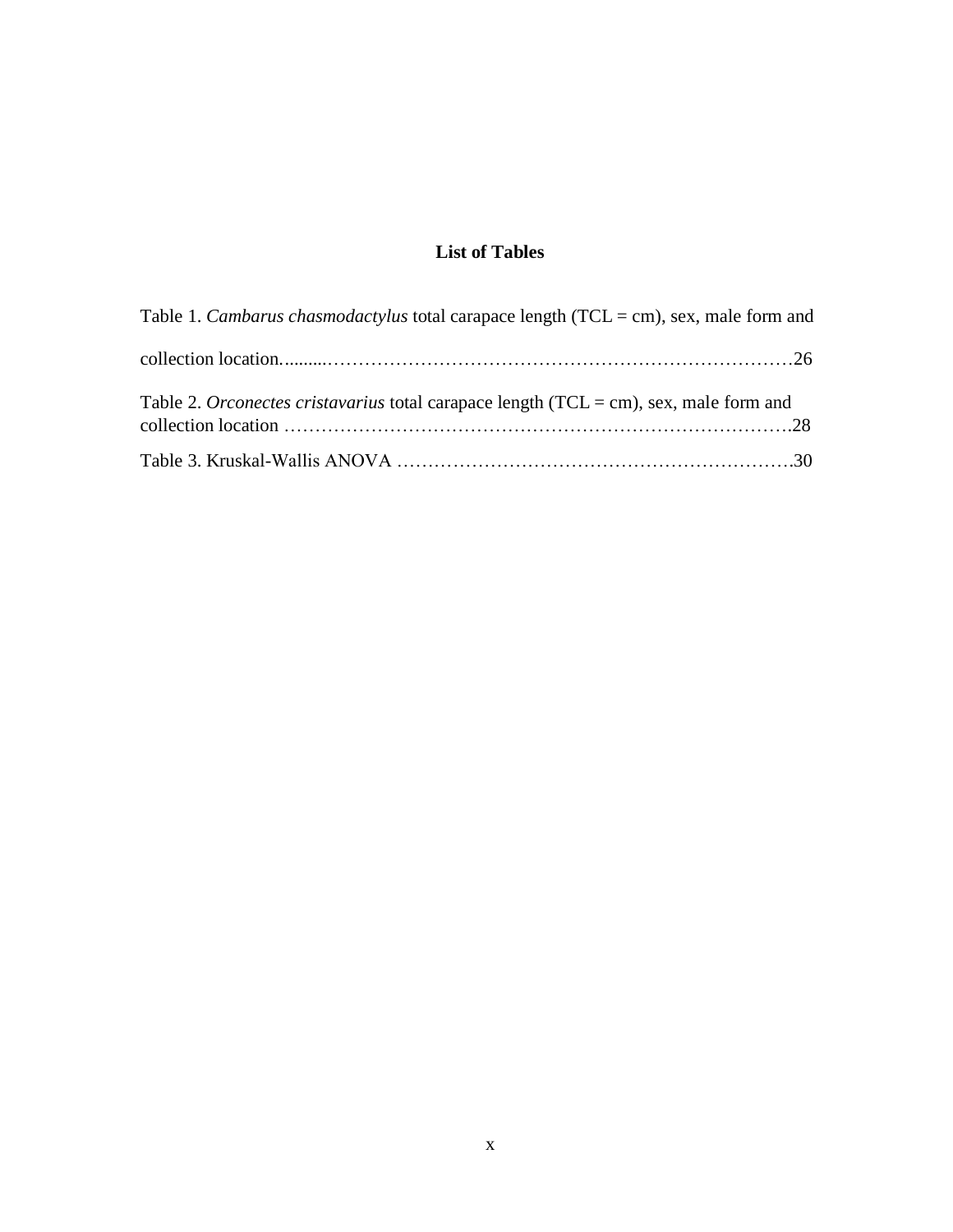# List of Tables

Table 1. *Cambarus chasmodactylus* total carapace length (TCL = cm), sex, male form and collection location..........……………………………………………………………………26

Table 2. *Orconectes cristavarius* total carapace length (TCL = cm), sex, male form and collection location …………………………………………………………………….28

Table 3. Kruskal-Wallis ANOVA ……………………………………………………….30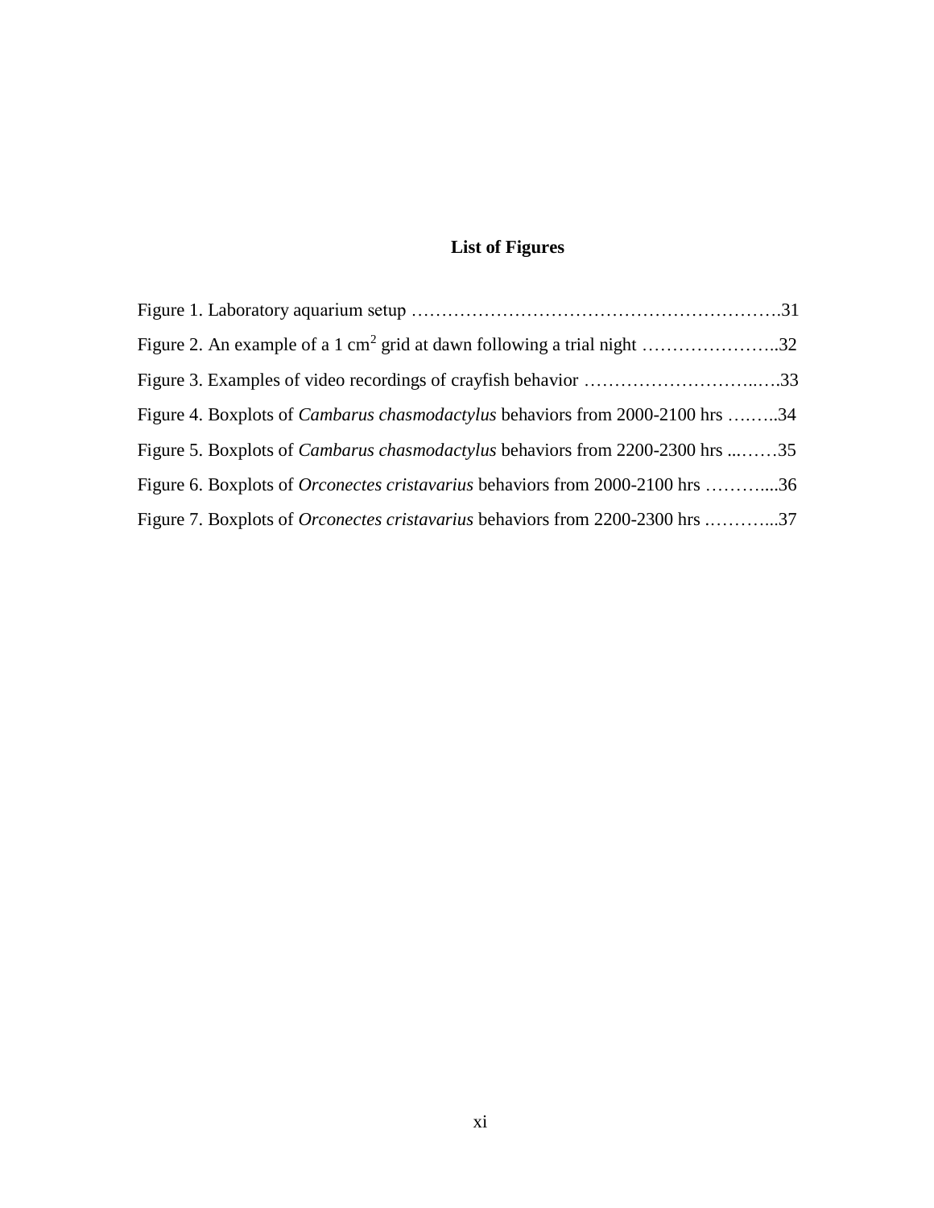## List of Figures

Figure 1. Laboratory aquarium setup ………………………………………………………31

Figure 2. An example of a 1 $cm^2$ grid at dawn following a trial night …………………..32

Figure 3. Examples of video recordings of crayfish behavior ……………………….….33

Figure 4. Boxplots of *Cambarus chasmodactylus* behaviors from 2000-2100 hrs …..…..34

Figure 5. Boxplots of *Cambarus chasmodactylus* behaviors from 2200-2300 hrs ...……35

Figure 6. Boxplots of *Orconectes cristavarius* behaviors from 2000-2100 hrs ………....36

Figure 7. Boxplots of *Orconectes cristavarius* behaviors from 2200-2300 hrs .………...37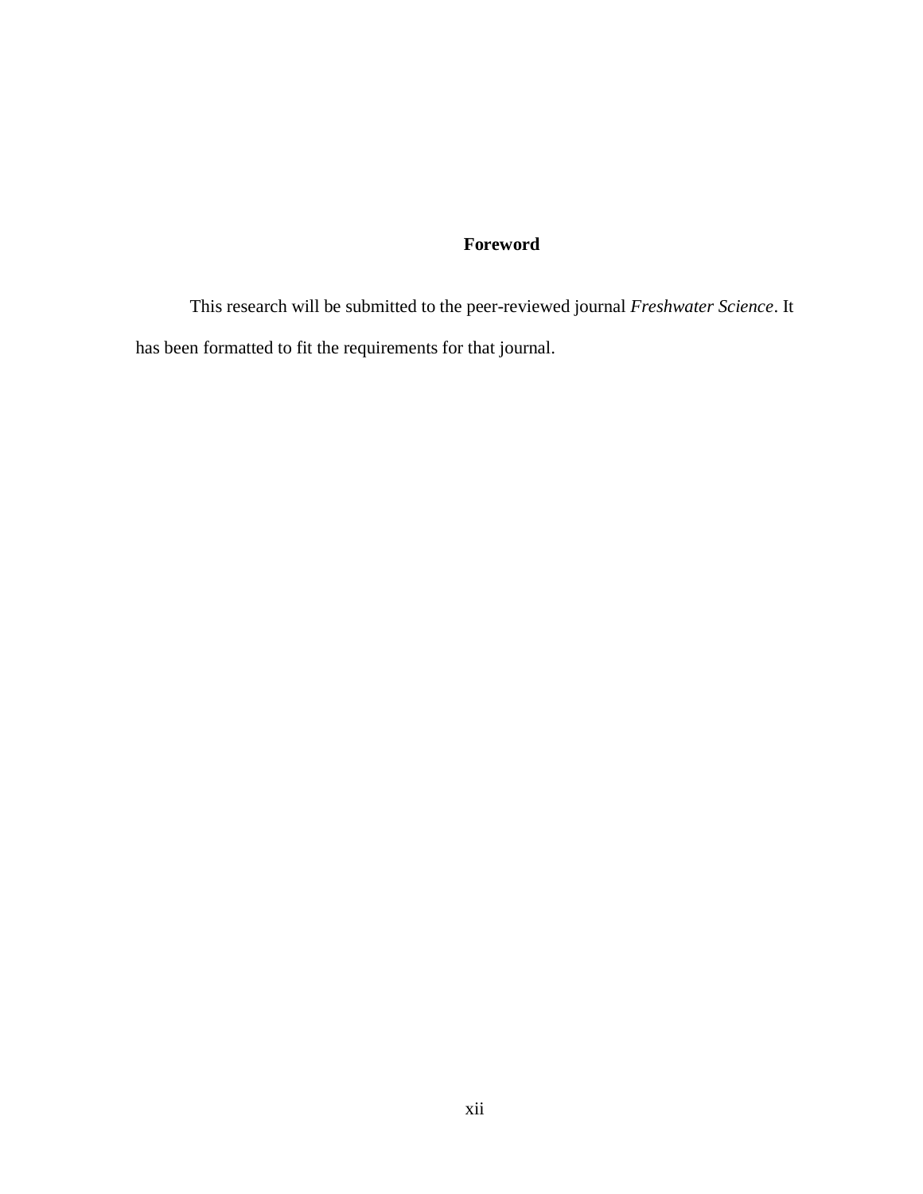# Foreword

This research will be submitted to the peer-reviewed journal *Freshwater Science*. It has been formatted to fit the requirements for that journal.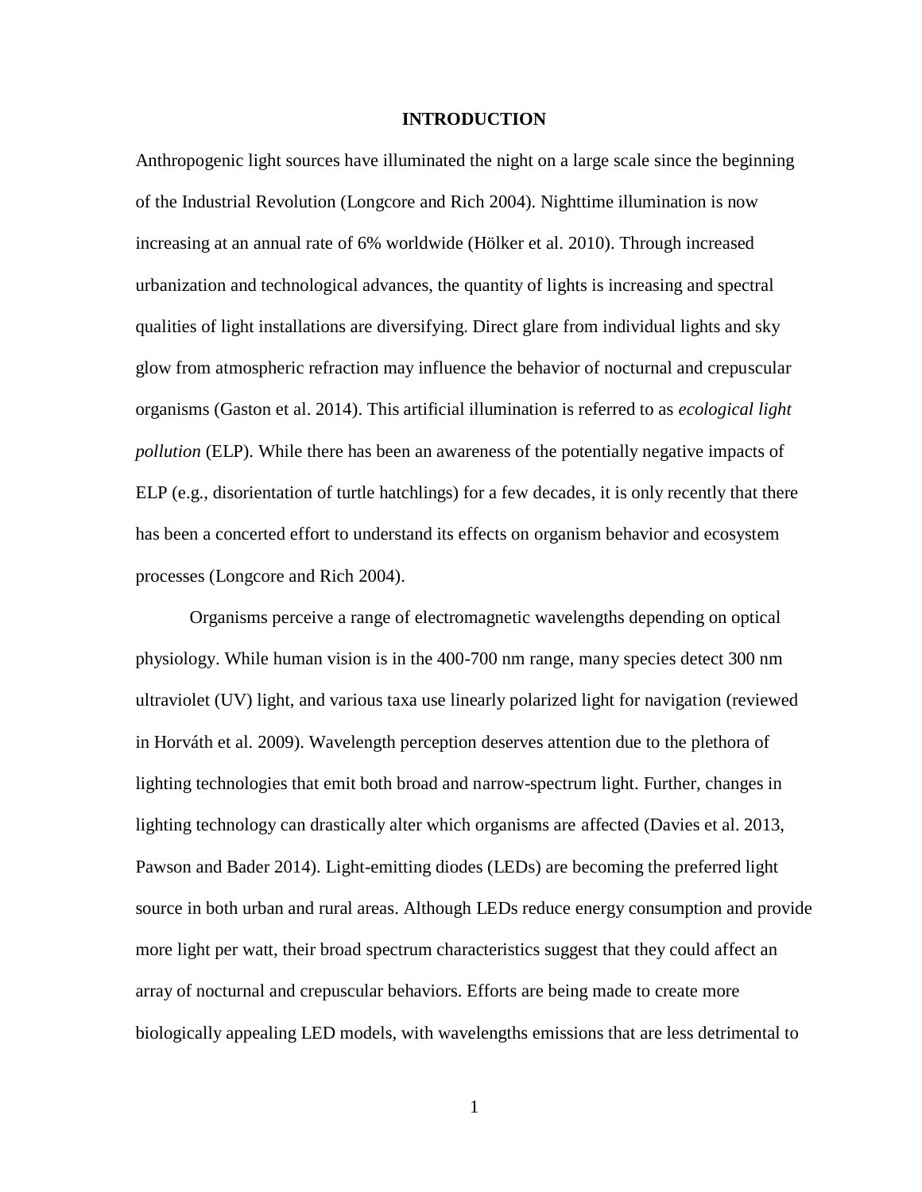# INTRODUCTION

Anthropogenic light sources have illuminated the night on a large scale since the beginning of the Industrial Revolution (Longcore and Rich 2004). Nighttime illumination is now increasing at an annual rate of 6% worldwide (Hölker et al. 2010). Through increased urbanization and technological advances, the quantity of lights is increasing and spectral qualities of light installations are diversifying. Direct glare from individual lights and sky glow from atmospheric refraction may influence the behavior of nocturnal and crepuscular organisms (Gaston et al. 2014). This artificial illumination is referred to as *ecological light pollution* (ELP). While there has been an awareness of the potentially negative impacts of ELP (e.g., disorientation of turtle hatchlings) for a few decades, it is only recently that there has been a concerted effort to understand its effects on organism behavior and ecosystem processes (Longcore and Rich 2004).

Organisms perceive a range of electromagnetic wavelengths depending on optical physiology. While human vision is in the 400-700 nm range, many species detect 300 nm ultraviolet (UV) light, and various taxa use linearly polarized light for navigation (reviewed in Horváth et al. 2009). Wavelength perception deserves attention due to the plethora of lighting technologies that emit both broad and narrow-spectrum light. Further, changes in lighting technology can drastically alter which organisms are affected (Davies et al. 2013, Pawson and Bader 2014). Light-emitting diodes (LEDs) are becoming the preferred light source in both urban and rural areas. Although LEDs reduce energy consumption and provide more light per watt, their broad spectrum characteristics suggest that they could affect an array of nocturnal and crepuscular behaviors. Efforts are being made to create more biologically appealing LED models, with wavelengths emissions that are less detrimental to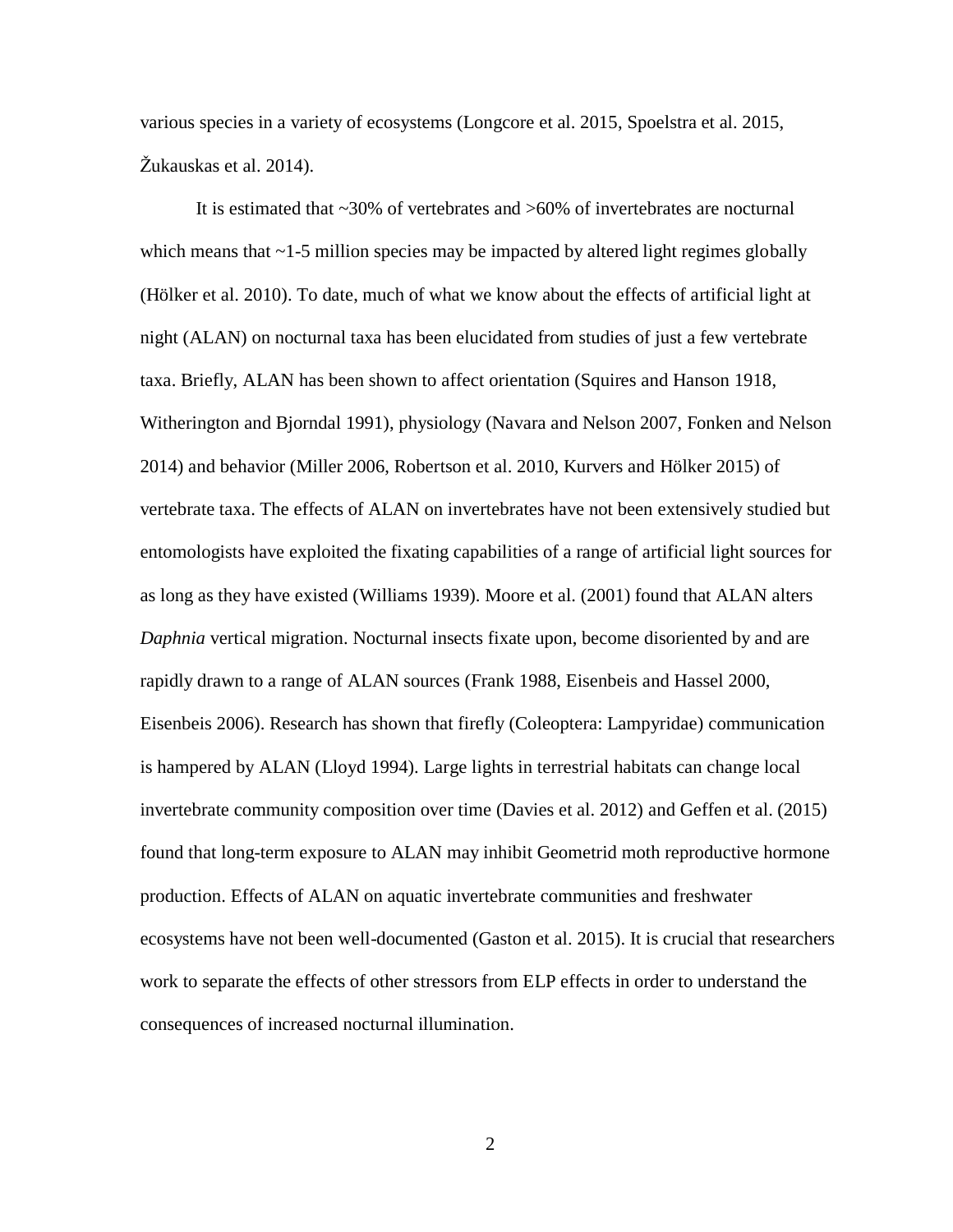various species in a variety of ecosystems (Longcore et al. 2015, Spoelstra et al. 2015, Žukauskas et al. 2014).

It is estimated that ~30% of vertebrates and >60% of invertebrates are nocturnal which means that ~1-5 million species may be impacted by altered light regimes globally (Hölker et al. 2010). To date, much of what we know about the effects of artificial light at night (ALAN) on nocturnal taxa has been elucidated from studies of just a few vertebrate taxa. Briefly, ALAN has been shown to affect orientation (Squires and Hanson 1918, Witherington and Bjorndal 1991), physiology (Navara and Nelson 2007, Fonken and Nelson 2014) and behavior (Miller 2006, Robertson et al. 2010, Kurvers and Hölker 2015) of vertebrate taxa. The effects of ALAN on invertebrates have not been extensively studied but entomologists have exploited the fixating capabilities of a range of artificial light sources for as long as they have existed (Williams 1939). Moore et al. (2001) found that ALAN alters *Daphnia* vertical migration. Nocturnal insects fixate upon, become disoriented by and are rapidly drawn to a range of ALAN sources (Frank 1988, Eisenbeis and Hassel 2000, Eisenbeis 2006). Research has shown that firefly (Coleoptera: Lampyridae) communication is hampered by ALAN (Lloyd 1994). Large lights in terrestrial habitats can change local invertebrate community composition over time (Davies et al. 2012) and Geffen et al. (2015) found that long-term exposure to ALAN may inhibit Geometrid moth reproductive hormone production. Effects of ALAN on aquatic invertebrate communities and freshwater ecosystems have not been well-documented (Gaston et al. 2015). It is crucial that researchers work to separate the effects of other stressors from ELP effects in order to understand the consequences of increased nocturnal illumination.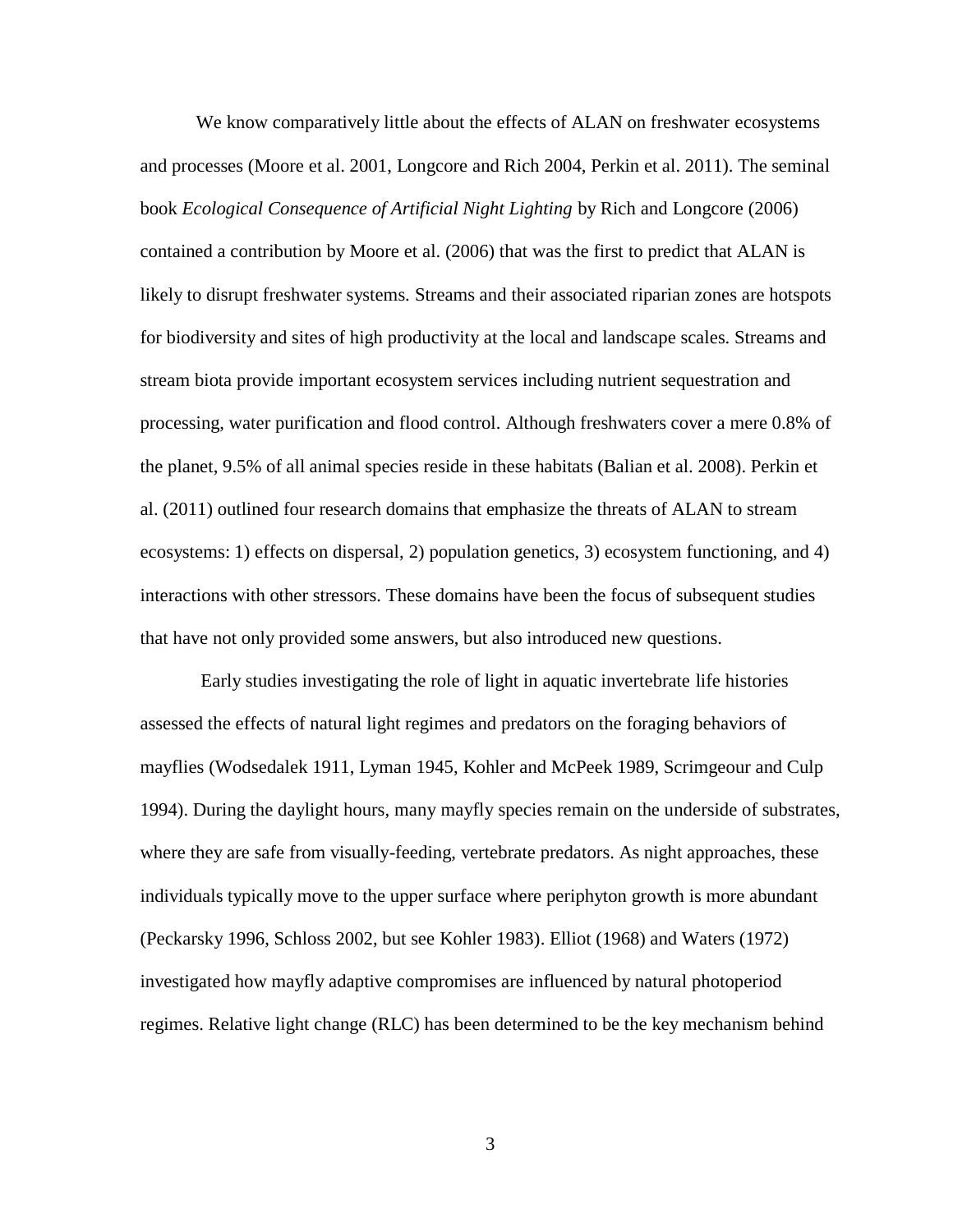We know comparatively little about the effects of ALAN on freshwater ecosystems and processes (Moore et al. 2001, Longcore and Rich 2004, Perkin et al. 2011). The seminal book *Ecological Consequence of Artificial Night Lighting* by Rich and Longcore (2006) contained a contribution by Moore et al. (2006) that was the first to predict that ALAN is likely to disrupt freshwater systems. Streams and their associated riparian zones are hotspots for biodiversity and sites of high productivity at the local and landscape scales. Streams and stream biota provide important ecosystem services including nutrient sequestration and processing, water purification and flood control. Although freshwaters cover a mere 0.8% of the planet, 9.5% of all animal species reside in these habitats (Balian et al. 2008). Perkin et al. (2011) outlined four research domains that emphasize the threats of ALAN to stream ecosystems: 1) effects on dispersal, 2) population genetics, 3) ecosystem functioning, and 4) interactions with other stressors. These domains have been the focus of subsequent studies that have not only provided some answers, but also introduced new questions.

Early studies investigating the role of light in aquatic invertebrate life histories assessed the effects of natural light regimes and predators on the foraging behaviors of mayflies (Wodsedalek 1911, Lyman 1945, Kohler and McPeek 1989, Scrimgeour and Culp 1994). During the daylight hours, many mayfly species remain on the underside of substrates, where they are safe from visually-feeding, vertebrate predators. As night approaches, these individuals typically move to the upper surface where periphyton growth is more abundant (Peckarsky 1996, Schloss 2002, but see Kohler 1983). Elliot (1968) and Waters (1972) investigated how mayfly adaptive compromises are influenced by natural photoperiod regimes. Relative light change (RLC) has been determined to be the key mechanism behind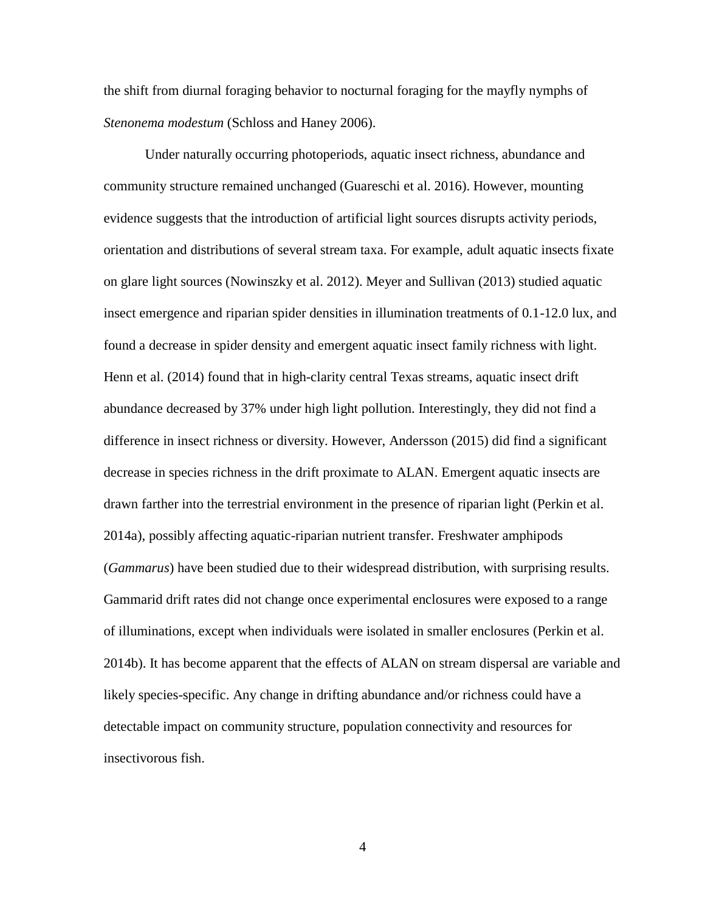the shift from diurnal foraging behavior to nocturnal foraging for the mayfly nymphs of *Stenonema modestum* (Schloss and Haney 2006).

Under naturally occurring photoperiods, aquatic insect richness, abundance and community structure remained unchanged (Guareschi et al. 2016). However, mounting evidence suggests that the introduction of artificial light sources disrupts activity periods, orientation and distributions of several stream taxa. For example, adult aquatic insects fixate on glare light sources (Nowinszky et al. 2012). Meyer and Sullivan (2013) studied aquatic insect emergence and riparian spider densities in illumination treatments of 0.1-12.0 lux, and found a decrease in spider density and emergent aquatic insect family richness with light. Henn et al. (2014) found that in high-clarity central Texas streams, aquatic insect drift abundance decreased by 37% under high light pollution. Interestingly, they did not find a difference in insect richness or diversity. However, Andersson (2015) did find a significant decrease in species richness in the drift proximate to ALAN. Emergent aquatic insects are drawn farther into the terrestrial environment in the presence of riparian light (Perkin et al. 2014a), possibly affecting aquatic-riparian nutrient transfer. Freshwater amphipods (*Gammarus*) have been studied due to their widespread distribution, with surprising results. Gammarid drift rates did not change once experimental enclosures were exposed to a range of illuminations, except when individuals were isolated in smaller enclosures (Perkin et al. 2014b). It has become apparent that the effects of ALAN on stream dispersal are variable and likely species-specific. Any change in drifting abundance and/or richness could have a detectable impact on community structure, population connectivity and resources for insectivorous fish.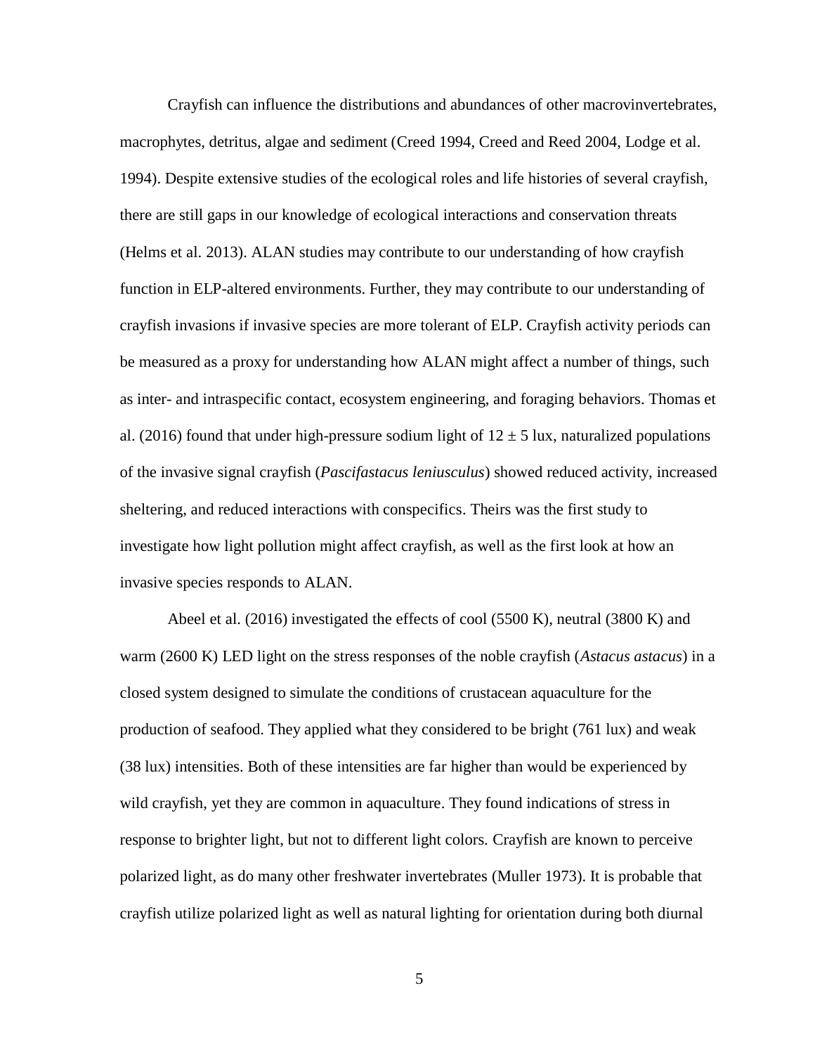Crayfish can influence the distributions and abundances of other macrovinvertebrates, macrophytes, detritus, algae and sediment (Creed 1994, Creed and Reed 2004, Lodge et al. 1994). Despite extensive studies of the ecological roles and life histories of several crayfish, there are still gaps in our knowledge of ecological interactions and conservation threats (Helms et al. 2013). ALAN studies may contribute to our understanding of how crayfish function in ELP-altered environments. Further, they may contribute to our understanding of crayfish invasions if invasive species are more tolerant of ELP. Crayfish activity periods can be measured as a proxy for understanding how ALAN might affect a number of things, such as inter- and intraspecific contact, ecosystem engineering, and foraging behaviors. Thomas et al. (2016) found that under high-pressure sodium light of $12 \pm 5$ lux, naturalized populations of the invasive signal crayfish (*Pascifastacus leniusculus*) showed reduced activity, increased sheltering, and reduced interactions with conspecifics. Theirs was the first study to investigate how light pollution might affect crayfish, as well as the first look at how an invasive species responds to ALAN.

Abeel et al. (2016) investigated the effects of cool (5500 K), neutral (3800 K) and warm (2600 K) LED light on the stress responses of the noble crayfish (*Astacus astacus*) in a closed system designed to simulate the conditions of crustacean aquaculture for the production of seafood. They applied what they considered to be bright (761 lux) and weak (38 lux) intensities. Both of these intensities are far higher than would be experienced by wild crayfish, yet they are common in aquaculture. They found indications of stress in response to brighter light, but not to different light colors. Crayfish are known to perceive polarized light, as do many other freshwater invertebrates (Muller 1973). It is probable that crayfish utilize polarized light as well as natural lighting for orientation during both diurnal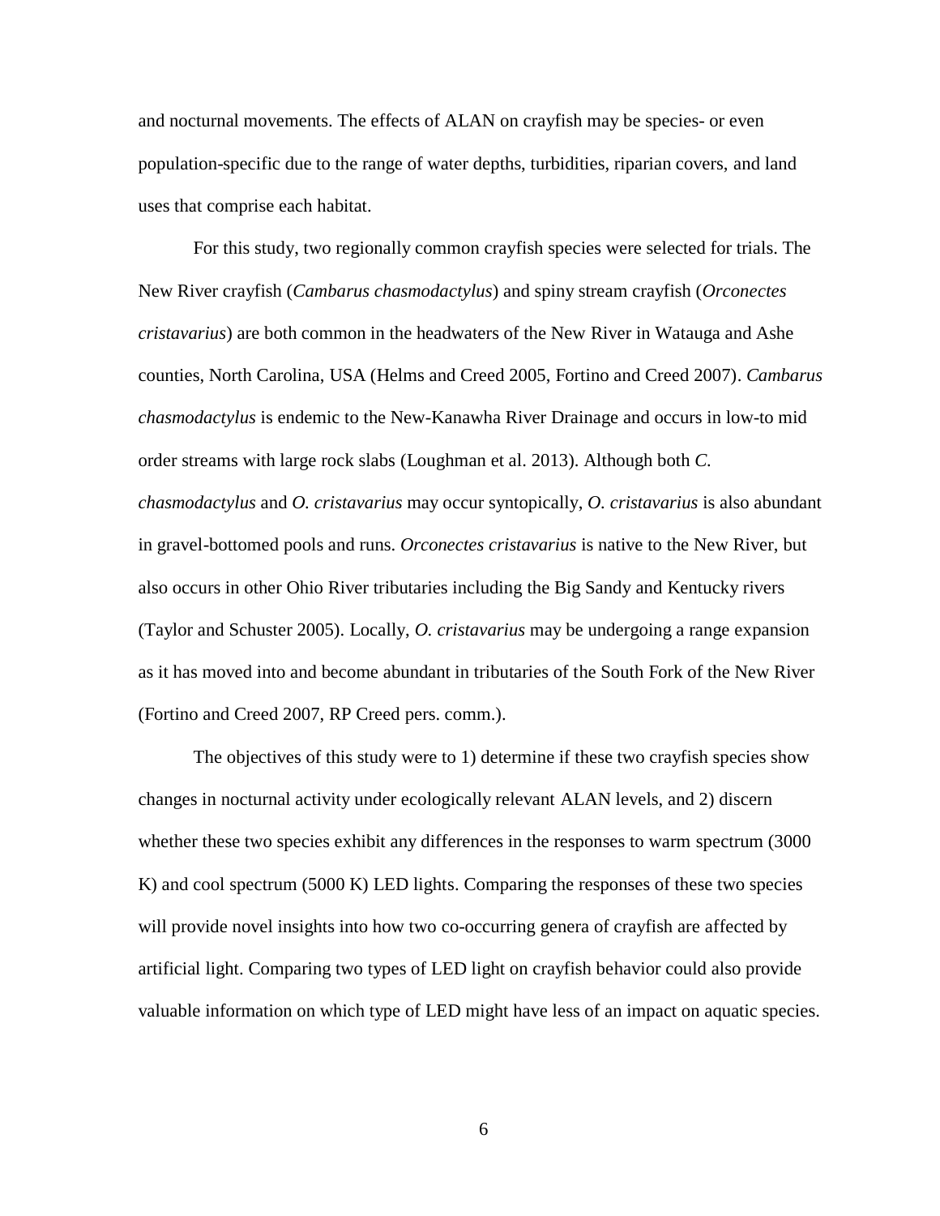and nocturnal movements. The effects of ALAN on crayfish may be species- or even population-specific due to the range of water depths, turbidities, riparian covers, and land uses that comprise each habitat.

For this study, two regionally common crayfish species were selected for trials. The New River crayfish (*Cambarus chasmodactylus*) and spiny stream crayfish (*Orconectes cristavarius*) are both common in the headwaters of the New River in Watauga and Ashe counties, North Carolina, USA (Helms and Creed 2005, Fortino and Creed 2007). *Cambarus chasmodactylus* is endemic to the New-Kanawha River Drainage and occurs in low-to mid order streams with large rock slabs (Loughman et al. 2013). Although both *C. chasmodactylus* and *O. cristavarius* may occur syntopically, *O. cristavarius* is also abundant in gravel-bottomed pools and runs. *Orconectes cristavarius* is native to the New River, but also occurs in other Ohio River tributaries including the Big Sandy and Kentucky rivers (Taylor and Schuster 2005). Locally, *O. cristavarius* may be undergoing a range expansion as it has moved into and become abundant in tributaries of the South Fork of the New River (Fortino and Creed 2007, RP Creed pers. comm.).

The objectives of this study were to 1) determine if these two crayfish species show changes in nocturnal activity under ecologically relevant ALAN levels, and 2) discern whether these two species exhibit any differences in the responses to warm spectrum (3000 K) and cool spectrum (5000 K) LED lights. Comparing the responses of these two species will provide novel insights into how two co-occurring genera of crayfish are affected by artificial light. Comparing two types of LED light on crayfish behavior could also provide valuable information on which type of LED might have less of an impact on aquatic species.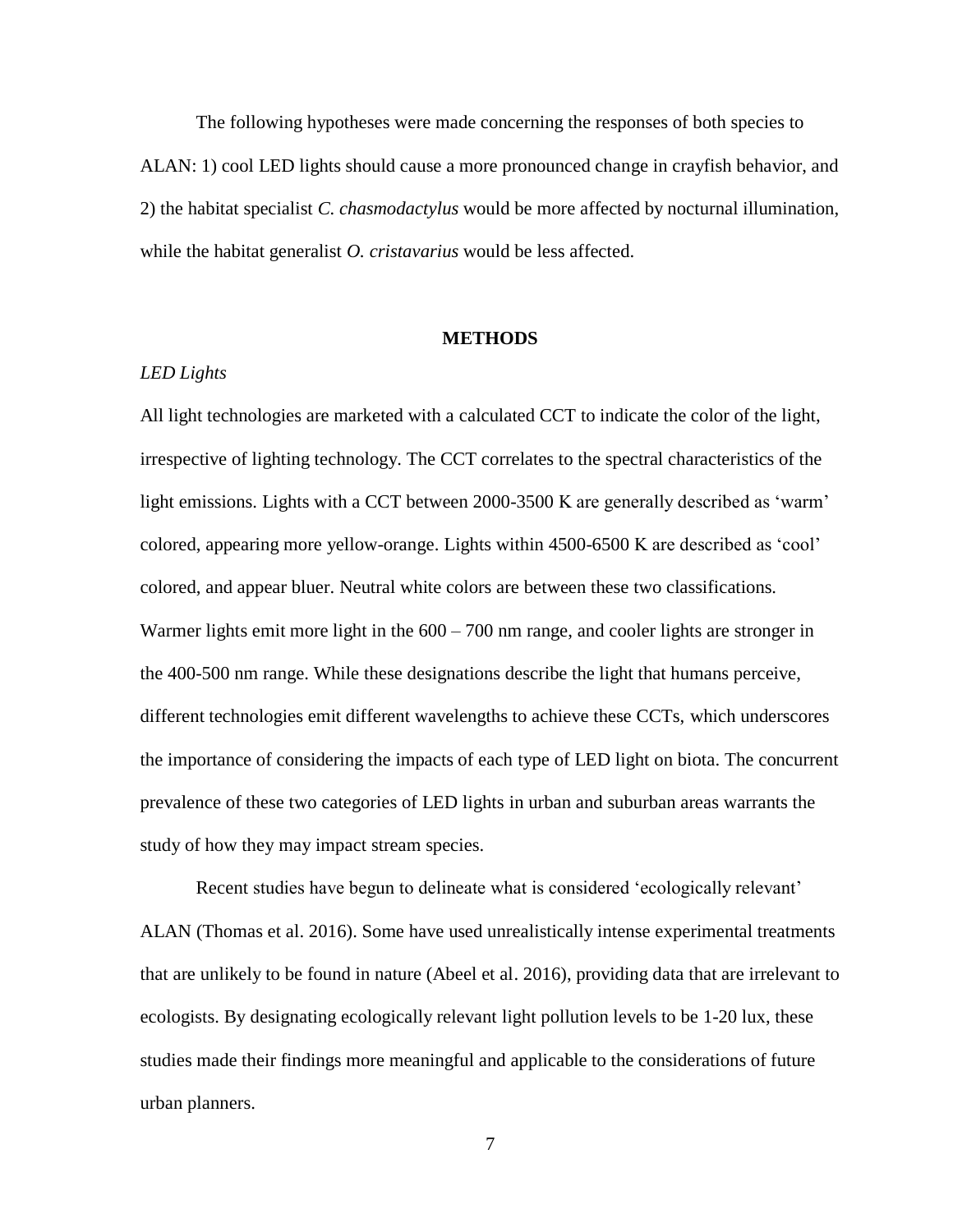The following hypotheses were made concerning the responses of both species to ALAN: 1) cool LED lights should cause a more pronounced change in crayfish behavior, and 2) the habitat specialist *C. chasmodactylus* would be more affected by nocturnal illumination, while the habitat generalist *O. cristavarius* would be less affected.

## METHODS

### *LED Lights*

All light technologies are marketed with a calculated CCT to indicate the color of the light, irrespective of lighting technology. The CCT correlates to the spectral characteristics of the light emissions. Lights with a CCT between 2000-3500 K are generally described as 'warm' colored, appearing more yellow-orange. Lights within 4500-6500 K are described as 'cool' colored, and appear bluer. Neutral white colors are between these two classifications. Warmer lights emit more light in the 600 – 700 nm range, and cooler lights are stronger in the 400-500 nm range. While these designations describe the light that humans perceive, different technologies emit different wavelengths to achieve these CCTs, which underscores the importance of considering the impacts of each type of LED light on biota. The concurrent prevalence of these two categories of LED lights in urban and suburban areas warrants the study of how they may impact stream species.

Recent studies have begun to delineate what is considered 'ecologically relevant' ALAN (Thomas et al. 2016). Some have used unrealistically intense experimental treatments that are unlikely to be found in nature (Abeel et al. 2016), providing data that are irrelevant to ecologists. By designating ecologically relevant light pollution levels to be 1-20 lux, these studies made their findings more meaningful and applicable to the considerations of future urban planners.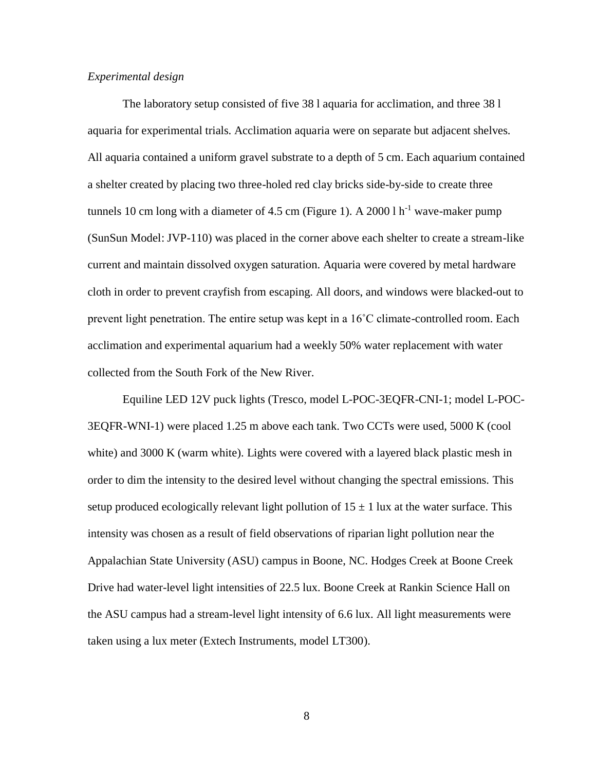*Experimental design*

The laboratory setup consisted of five 38 l aquaria for acclimation, and three 38 l aquaria for experimental trials. Acclimation aquaria were on separate but adjacent shelves. All aquaria contained a uniform gravel substrate to a depth of 5 cm. Each aquarium contained a shelter created by placing two three-holed red clay bricks side-by-side to create three tunnels 10 cm long with a diameter of 4.5 cm (Figure 1). A 2000 l $h^{-1}$ wave-maker pump (SunSun Model: JVP-110) was placed in the corner above each shelter to create a stream-like current and maintain dissolved oxygen saturation. Aquaria were covered by metal hardware cloth in order to prevent crayfish from escaping. All doors, and windows were blacked-out to prevent light penetration. The entire setup was kept in a 16˚C climate-controlled room. Each acclimation and experimental aquarium had a weekly 50% water replacement with water collected from the South Fork of the New River.

Equiline LED 12V puck lights (Tresco, model L-POC-3EQFR-CNI-1; model L-POC-3EQFR-WNI-1) were placed 1.25 m above each tank. Two CCTs were used, 5000 K (cool white) and 3000 K (warm white). Lights were covered with a layered black plastic mesh in order to dim the intensity to the desired level without changing the spectral emissions. This setup produced ecologically relevant light pollution of $15 \pm 1$ lux at the water surface. This intensity was chosen as a result of field observations of riparian light pollution near the Appalachian State University (ASU) campus in Boone, NC. Hodges Creek at Boone Creek Drive had water-level light intensities of 22.5 lux. Boone Creek at Rankin Science Hall on the ASU campus had a stream-level light intensity of 6.6 lux. All light measurements were taken using a lux meter (Extech Instruments, model LT300).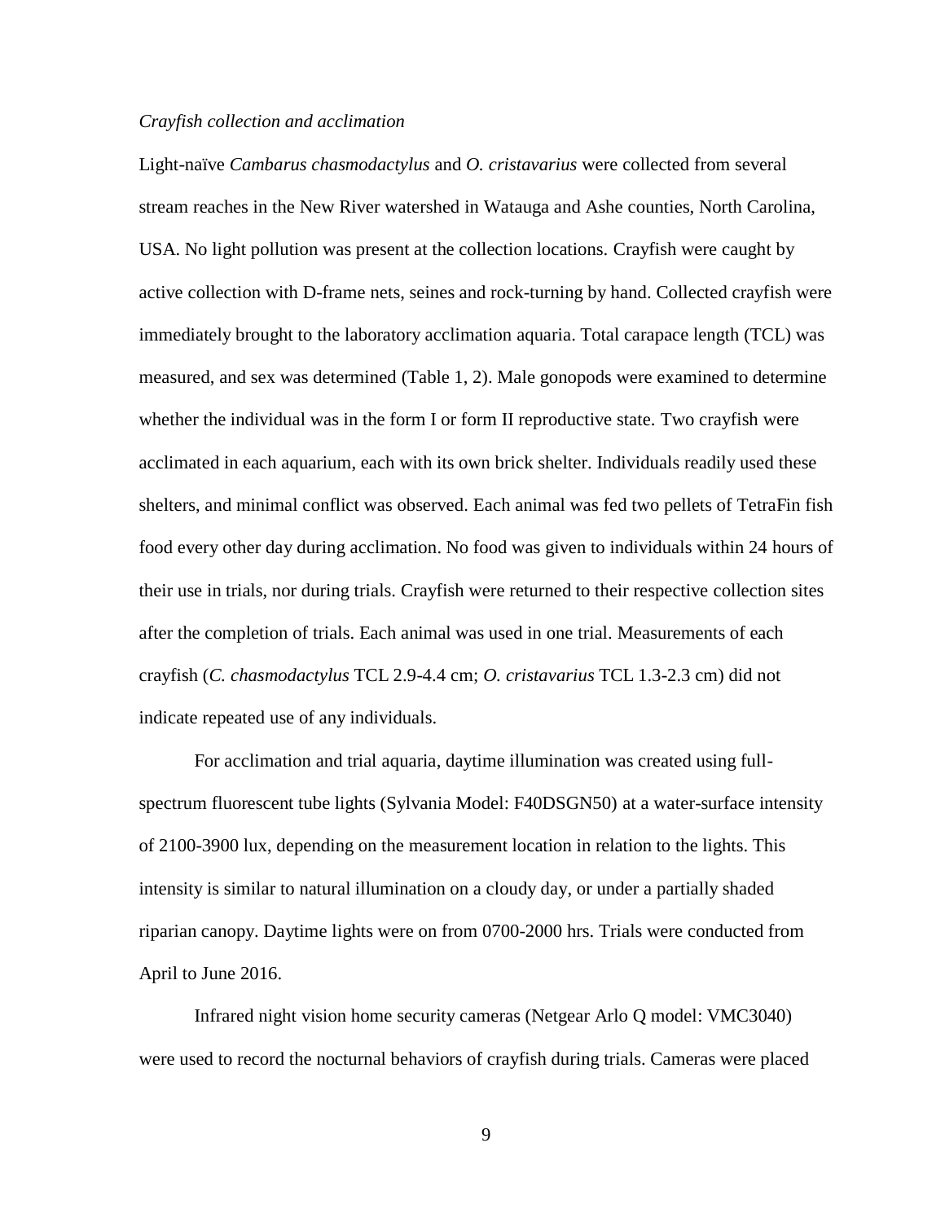*Crayfish collection and acclimation*

Light-naïve *Cambarus chasmodactylus* and *O. cristavarius* were collected from several stream reaches in the New River watershed in Watauga and Ashe counties, North Carolina, USA. No light pollution was present at the collection locations. Crayfish were caught by active collection with D-frame nets, seines and rock-turning by hand. Collected crayfish were immediately brought to the laboratory acclimation aquaria. Total carapace length (TCL) was measured, and sex was determined (Table 1, 2). Male gonopods were examined to determine whether the individual was in the form I or form II reproductive state. Two crayfish were acclimated in each aquarium, each with its own brick shelter. Individuals readily used these shelters, and minimal conflict was observed. Each animal was fed two pellets of TetraFin fish food every other day during acclimation. No food was given to individuals within 24 hours of their use in trials, nor during trials. Crayfish were returned to their respective collection sites after the completion of trials. Each animal was used in one trial. Measurements of each crayfish (*C. chasmodactylus* TCL 2.9-4.4 cm; *O. cristavarius* TCL 1.3-2.3 cm) did not indicate repeated use of any individuals.

For acclimation and trial aquaria, daytime illumination was created using full-spectrum fluorescent tube lights (Sylvania Model: F40DSGN50) at a water-surface intensity of 2100-3900 lux, depending on the measurement location in relation to the lights. This intensity is similar to natural illumination on a cloudy day, or under a partially shaded riparian canopy. Daytime lights were on from 0700-2000 hrs. Trials were conducted from April to June 2016.

Infrared night vision home security cameras (Netgear Arlo Q model: VMC3040) were used to record the nocturnal behaviors of crayfish during trials. Cameras were placed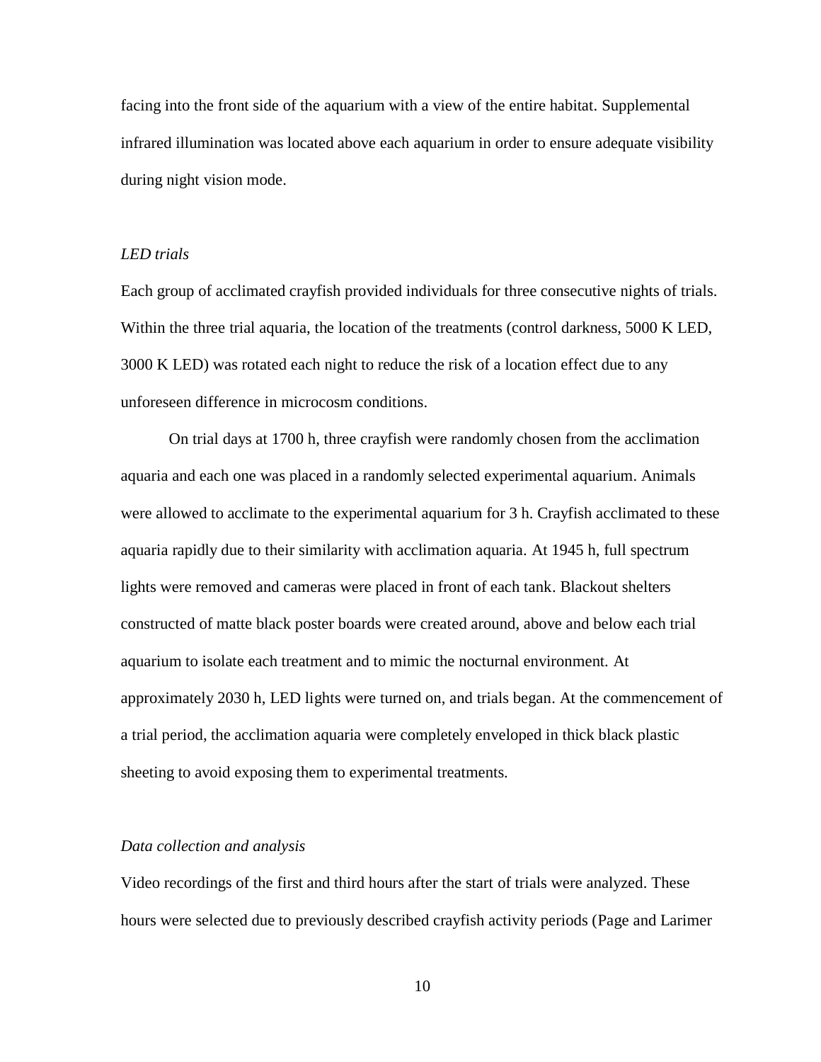facing into the front side of the aquarium with a view of the entire habitat. Supplemental infrared illumination was located above each aquarium in order to ensure adequate visibility during night vision mode.

### *LED trials*

Each group of acclimated crayfish provided individuals for three consecutive nights of trials. Within the three trial aquaria, the location of the treatments (control darkness, 5000 K LED, 3000 K LED) was rotated each night to reduce the risk of a location effect due to any unforeseen difference in microcosm conditions.

On trial days at 1700 h, three crayfish were randomly chosen from the acclimation aquaria and each one was placed in a randomly selected experimental aquarium. Animals were allowed to acclimate to the experimental aquarium for 3 h. Crayfish acclimated to these aquaria rapidly due to their similarity with acclimation aquaria. At 1945 h, full spectrum lights were removed and cameras were placed in front of each tank. Blackout shelters constructed of matte black poster boards were created around, above and below each trial aquarium to isolate each treatment and to mimic the nocturnal environment. At approximately 2030 h, LED lights were turned on, and trials began. At the commencement of a trial period, the acclimation aquaria were completely enveloped in thick black plastic sheeting to avoid exposing them to experimental treatments.

### *Data collection and analysis*

Video recordings of the first and third hours after the start of trials were analyzed. These hours were selected due to previously described crayfish activity periods (Page and Larimer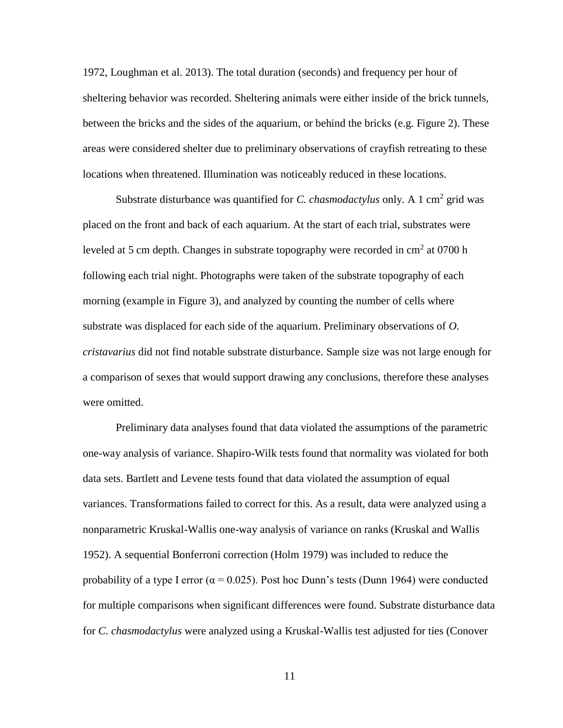1972, Loughman et al. 2013). The total duration (seconds) and frequency per hour of sheltering behavior was recorded. Sheltering animals were either inside of the brick tunnels, between the bricks and the sides of the aquarium, or behind the bricks (e.g. Figure 2). These areas were considered shelter due to preliminary observations of crayfish retreating to these locations when threatened. Illumination was noticeably reduced in these locations.

Substrate disturbance was quantified for *C. chasmodactylus* only. A 1 $cm^2$ grid was placed on the front and back of each aquarium. At the start of each trial, substrates were leveled at 5 cm depth. Changes in substrate topography were recorded in $cm^2$ at 0700 h following each trial night. Photographs were taken of the substrate topography of each morning (example in Figure 3), and analyzed by counting the number of cells where substrate was displaced for each side of the aquarium. Preliminary observations of *O. cristavarius* did not find notable substrate disturbance. Sample size was not large enough for a comparison of sexes that would support drawing any conclusions, therefore these analyses were omitted.

Preliminary data analyses found that data violated the assumptions of the parametric one-way analysis of variance. Shapiro-Wilk tests found that normality was violated for both data sets. Bartlett and Levene tests found that data violated the assumption of equal variances. Transformations failed to correct for this. As a result, data were analyzed using a nonparametric Kruskal-Wallis one-way analysis of variance on ranks (Kruskal and Wallis 1952). A sequential Bonferroni correction (Holm 1979) was included to reduce the probability of a type I error ($\alpha = 0.025$). Post hoc Dunn's tests (Dunn 1964) were conducted for multiple comparisons when significant differences were found. Substrate disturbance data for *C. chasmodactylus* were analyzed using a Kruskal-Wallis test adjusted for ties (Conover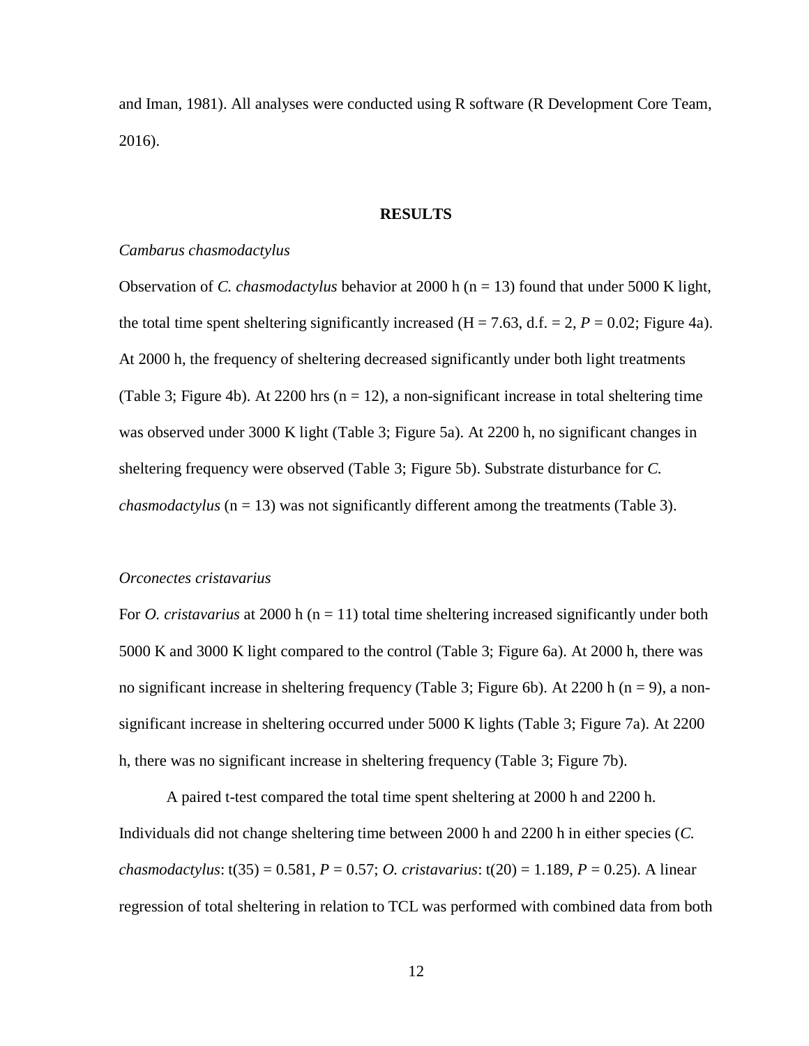and Iman, 1981). All analyses were conducted using R software (R Development Core Team, 2016).

## RESULTS

### *Cambarus chasmodactylus*

Observation of *C. chasmodactylus* behavior at 2000 h ($n = 13$) found that under 5000 K light, the total time spent sheltering significantly increased ($H = 7.63$, d.f. = 2, $P = 0.02$; Figure 4a). At 2000 h, the frequency of sheltering decreased significantly under both light treatments (Table 3; Figure 4b). At 2200 hrs ($n = 12$), a non-significant increase in total sheltering time was observed under 3000 K light (Table 3; Figure 5a). At 2200 h, no significant changes in sheltering frequency were observed (Table 3; Figure 5b). Substrate disturbance for *C. chasmodactylus* ($n = 13$) was not significantly different among the treatments (Table 3).

### *Orconectes cristavarius*

For *O. cristavarius* at 2000 h ($n = 11$) total time sheltering increased significantly under both 5000 K and 3000 K light compared to the control (Table 3; Figure 6a). At 2000 h, there was no significant increase in sheltering frequency (Table 3; Figure 6b). At 2200 h ($n = 9$), a non-significant increase in sheltering occurred under 5000 K lights (Table 3; Figure 7a). At 2200 h, there was no significant increase in sheltering frequency (Table 3; Figure 7b).

A paired t-test compared the total time spent sheltering at 2000 h and 2200 h. Individuals did not change sheltering time between 2000 h and 2200 h in either species (*C. chasmodactylus*: $t(35) = 0.581$, $P = 0.57$; *O. cristavarius*: $t(20) = 1.189$, $P = 0.25$). A linear regression of total sheltering in relation to TCL was performed with combined data from both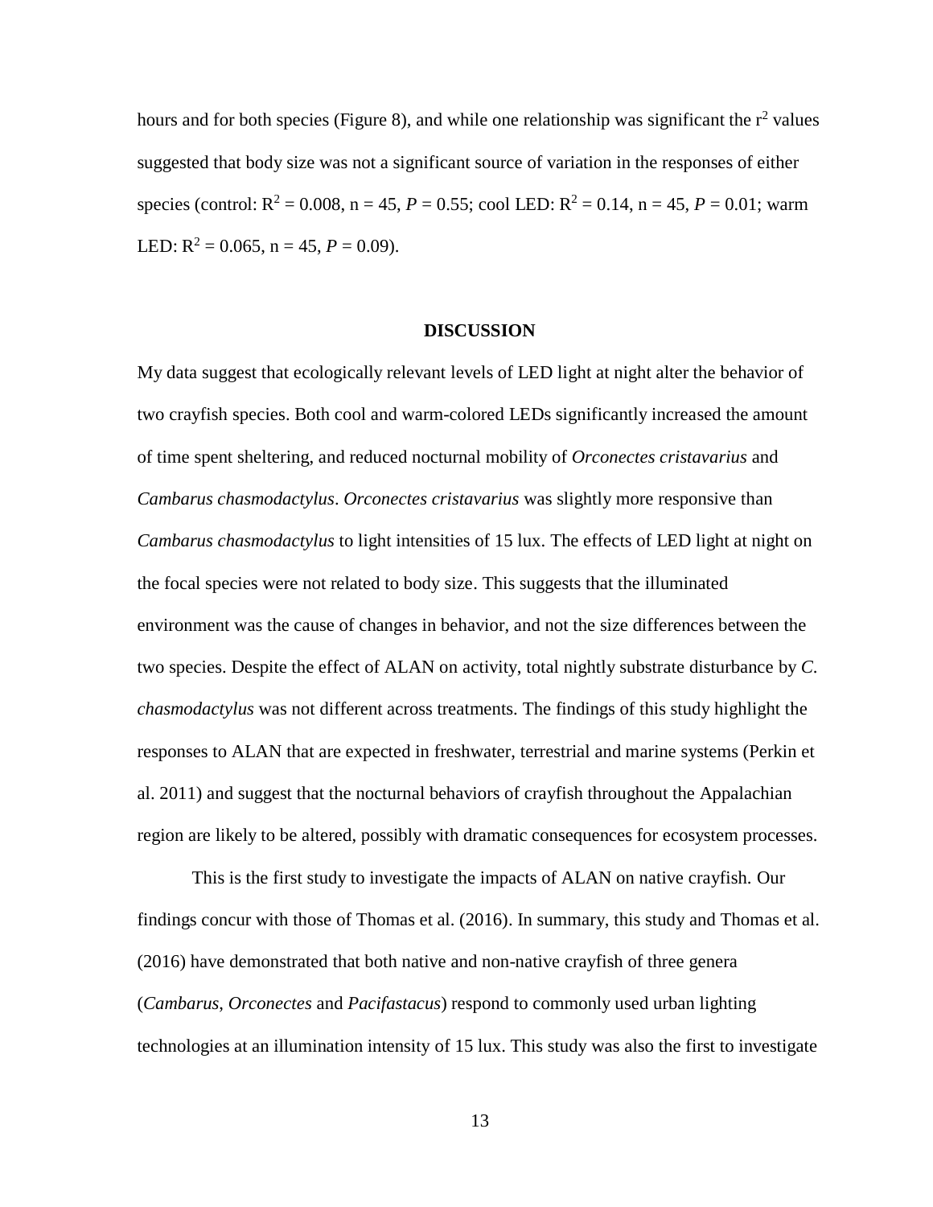hours and for both species (Figure 8), and while one relationship was significant the $r^2$ values suggested that body size was not a significant source of variation in the responses of either species (control: $R^2 = 0.008$, n = 45, $P = 0.55$; cool LED: $R^2 = 0.14$, n = 45, $P = 0.01$; warm LED: $R^2 = 0.065$, n = 45, $P = 0.09$).

## DISCUSSION

My data suggest that ecologically relevant levels of LED light at night alter the behavior of two crayfish species. Both cool and warm-colored LEDs significantly increased the amount of time spent sheltering, and reduced nocturnal mobility of *Orconectes cristavarius* and *Cambarus chasmodactylus*. *Orconectes cristavarius* was slightly more responsive than *Cambarus chasmodactylus* to light intensities of 15 lux. The effects of LED light at night on the focal species were not related to body size. This suggests that the illuminated environment was the cause of changes in behavior, and not the size differences between the two species. Despite the effect of ALAN on activity, total nightly substrate disturbance by *C. chasmodactylus* was not different across treatments. The findings of this study highlight the responses to ALAN that are expected in freshwater, terrestrial and marine systems (Perkin et al. 2011) and suggest that the nocturnal behaviors of crayfish throughout the Appalachian region are likely to be altered, possibly with dramatic consequences for ecosystem processes.

This is the first study to investigate the impacts of ALAN on native crayfish. Our findings concur with those of Thomas et al. (2016). In summary, this study and Thomas et al. (2016) have demonstrated that both native and non-native crayfish of three genera (*Cambarus*, *Orconectes* and *Pacifastacus*) respond to commonly used urban lighting technologies at an illumination intensity of 15 lux. This study was also the first to investigate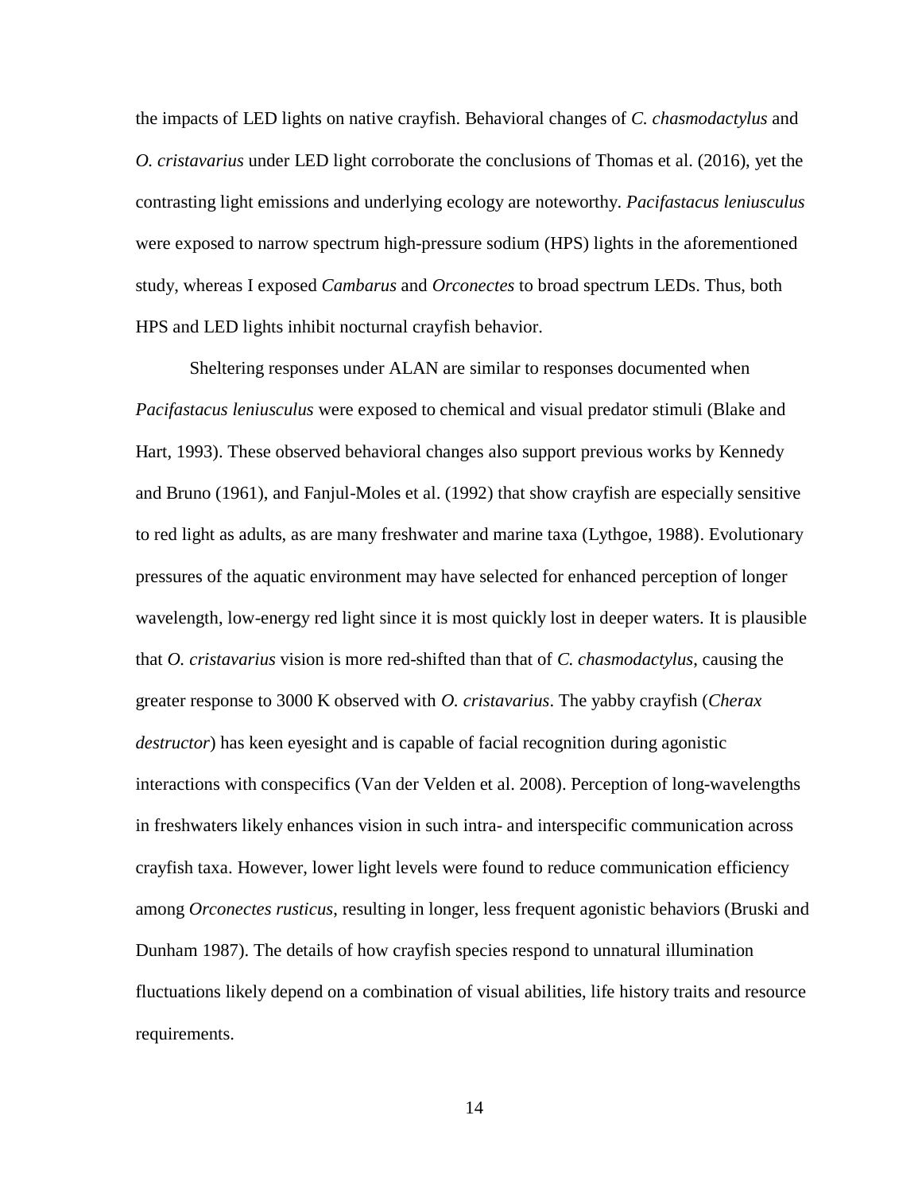the impacts of LED lights on native crayfish. Behavioral changes of *C. chasmodactylus* and *O. cristavarius* under LED light corroborate the conclusions of Thomas et al. (2016), yet the contrasting light emissions and underlying ecology are noteworthy. *Pacifastacus leniusculus* were exposed to narrow spectrum high-pressure sodium (HPS) lights in the aforementioned study, whereas I exposed *Cambarus* and *Orconectes* to broad spectrum LEDs. Thus, both HPS and LED lights inhibit nocturnal crayfish behavior.

Sheltering responses under ALAN are similar to responses documented when *Pacifastacus leniusculus* were exposed to chemical and visual predator stimuli (Blake and Hart, 1993). These observed behavioral changes also support previous works by Kennedy and Bruno (1961), and Fanjul-Moles et al. (1992) that show crayfish are especially sensitive to red light as adults, as are many freshwater and marine taxa (Lythgoe, 1988). Evolutionary pressures of the aquatic environment may have selected for enhanced perception of longer wavelength, low-energy red light since it is most quickly lost in deeper waters. It is plausible that *O. cristavarius* vision is more red-shifted than that of *C. chasmodactylus*, causing the greater response to 3000 K observed with *O. cristavarius*. The yabby crayfish (*Cherax destructor*) has keen eyesight and is capable of facial recognition during agonistic interactions with conspecifics (Van der Velden et al. 2008). Perception of long-wavelengths in freshwaters likely enhances vision in such intra- and interspecific communication across crayfish taxa. However, lower light levels were found to reduce communication efficiency among *Orconectes rusticus*, resulting in longer, less frequent agonistic behaviors (Bruski and Dunham 1987). The details of how crayfish species respond to unnatural illumination fluctuations likely depend on a combination of visual abilities, life history traits and resource requirements.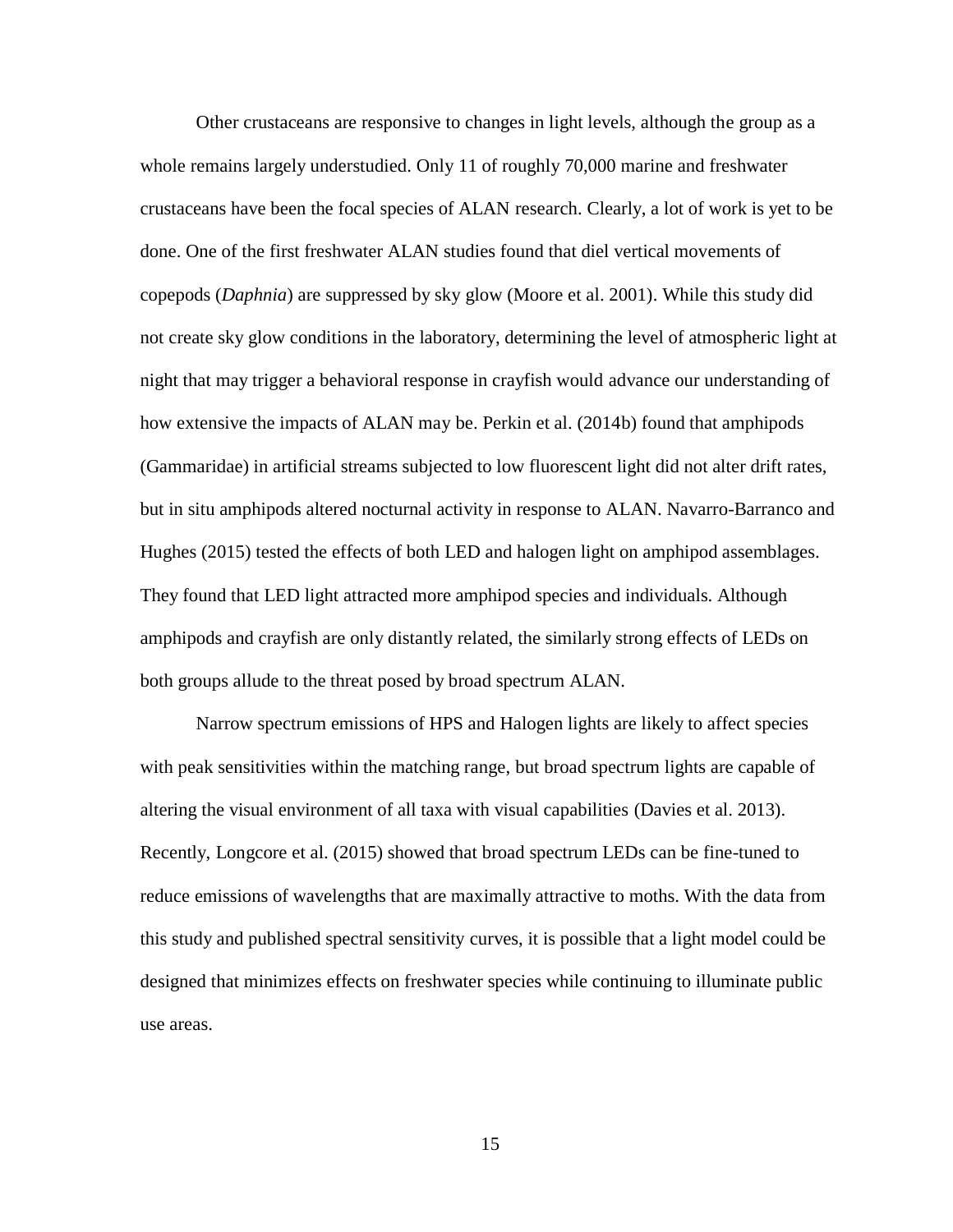Other crustaceans are responsive to changes in light levels, although the group as a whole remains largely understudied. Only 11 of roughly 70,000 marine and freshwater crustaceans have been the focal species of ALAN research. Clearly, a lot of work is yet to be done. One of the first freshwater ALAN studies found that diel vertical movements of copepods (*Daphnia*) are suppressed by sky glow (Moore et al. 2001). While this study did not create sky glow conditions in the laboratory, determining the level of atmospheric light at night that may trigger a behavioral response in crayfish would advance our understanding of how extensive the impacts of ALAN may be. Perkin et al. (2014b) found that amphipods (Gammaridae) in artificial streams subjected to low fluorescent light did not alter drift rates, but in situ amphipods altered nocturnal activity in response to ALAN. Navarro-Barranco and Hughes (2015) tested the effects of both LED and halogen light on amphipod assemblages. They found that LED light attracted more amphipod species and individuals. Although amphipods and crayfish are only distantly related, the similarly strong effects of LEDs on both groups allude to the threat posed by broad spectrum ALAN.

Narrow spectrum emissions of HPS and Halogen lights are likely to affect species with peak sensitivities within the matching range, but broad spectrum lights are capable of altering the visual environment of all taxa with visual capabilities (Davies et al. 2013). Recently, Longcore et al. (2015) showed that broad spectrum LEDs can be fine-tuned to reduce emissions of wavelengths that are maximally attractive to moths. With the data from this study and published spectral sensitivity curves, it is possible that a light model could be designed that minimizes effects on freshwater species while continuing to illuminate public use areas.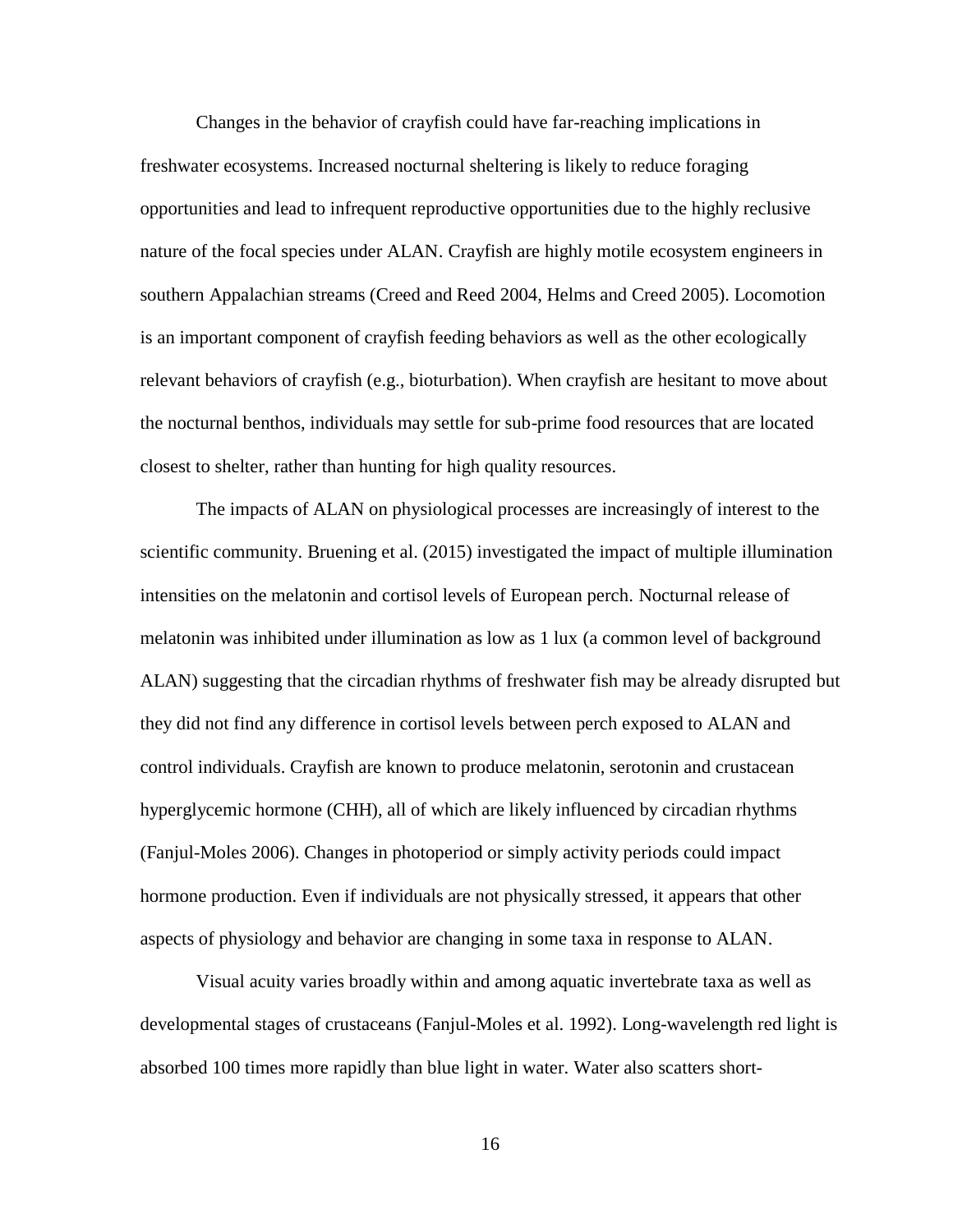Changes in the behavior of crayfish could have far-reaching implications in freshwater ecosystems. Increased nocturnal sheltering is likely to reduce foraging opportunities and lead to infrequent reproductive opportunities due to the highly reclusive nature of the focal species under ALAN. Crayfish are highly motile ecosystem engineers in southern Appalachian streams (Creed and Reed 2004, Helms and Creed 2005). Locomotion is an important component of crayfish feeding behaviors as well as the other ecologically relevant behaviors of crayfish (e.g., bioturbation). When crayfish are hesitant to move about the nocturnal benthos, individuals may settle for sub-prime food resources that are located closest to shelter, rather than hunting for high quality resources.

The impacts of ALAN on physiological processes are increasingly of interest to the scientific community. Bruening et al. (2015) investigated the impact of multiple illumination intensities on the melatonin and cortisol levels of European perch. Nocturnal release of melatonin was inhibited under illumination as low as 1 lux (a common level of background ALAN) suggesting that the circadian rhythms of freshwater fish may be already disrupted but they did not find any difference in cortisol levels between perch exposed to ALAN and control individuals. Crayfish are known to produce melatonin, serotonin and crustacean hyperglycemic hormone (CHH), all of which are likely influenced by circadian rhythms (Fanjul-Moles 2006). Changes in photoperiod or simply activity periods could impact hormone production. Even if individuals are not physically stressed, it appears that other aspects of physiology and behavior are changing in some taxa in response to ALAN.

Visual acuity varies broadly within and among aquatic invertebrate taxa as well as developmental stages of crustaceans (Fanjul-Moles et al. 1992). Long-wavelength red light is absorbed 100 times more rapidly than blue light in water. Water also scatters short-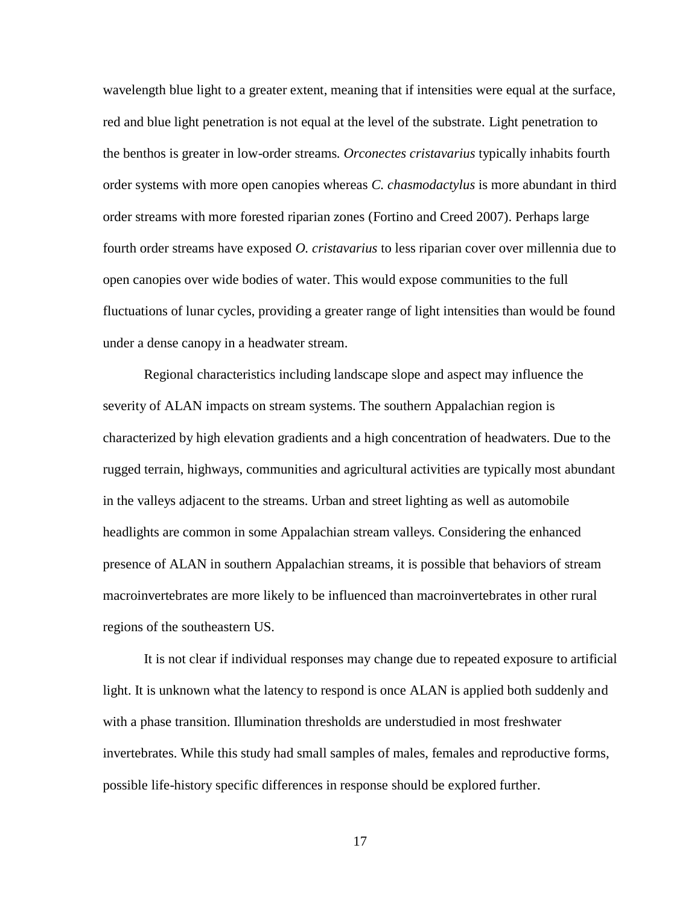wavelength blue light to a greater extent, meaning that if intensities were equal at the surface, red and blue light penetration is not equal at the level of the substrate. Light penetration to the benthos is greater in low-order streams. *Orconectes cristavarius* typically inhabits fourth order systems with more open canopies whereas *C. chasmodactylus* is more abundant in third order streams with more forested riparian zones (Fortino and Creed 2007). Perhaps large fourth order streams have exposed *O. cristavarius* to less riparian cover over millennia due to open canopies over wide bodies of water. This would expose communities to the full fluctuations of lunar cycles, providing a greater range of light intensities than would be found under a dense canopy in a headwater stream.

Regional characteristics including landscape slope and aspect may influence the severity of ALAN impacts on stream systems. The southern Appalachian region is characterized by high elevation gradients and a high concentration of headwaters. Due to the rugged terrain, highways, communities and agricultural activities are typically most abundant in the valleys adjacent to the streams. Urban and street lighting as well as automobile headlights are common in some Appalachian stream valleys. Considering the enhanced presence of ALAN in southern Appalachian streams, it is possible that behaviors of stream macroinvertebrates are more likely to be influenced than macroinvertebrates in other rural regions of the southeastern US.

It is not clear if individual responses may change due to repeated exposure to artificial light. It is unknown what the latency to respond is once ALAN is applied both suddenly and with a phase transition. Illumination thresholds are understudied in most freshwater invertebrates. While this study had small samples of males, females and reproductive forms, possible life-history specific differences in response should be explored further.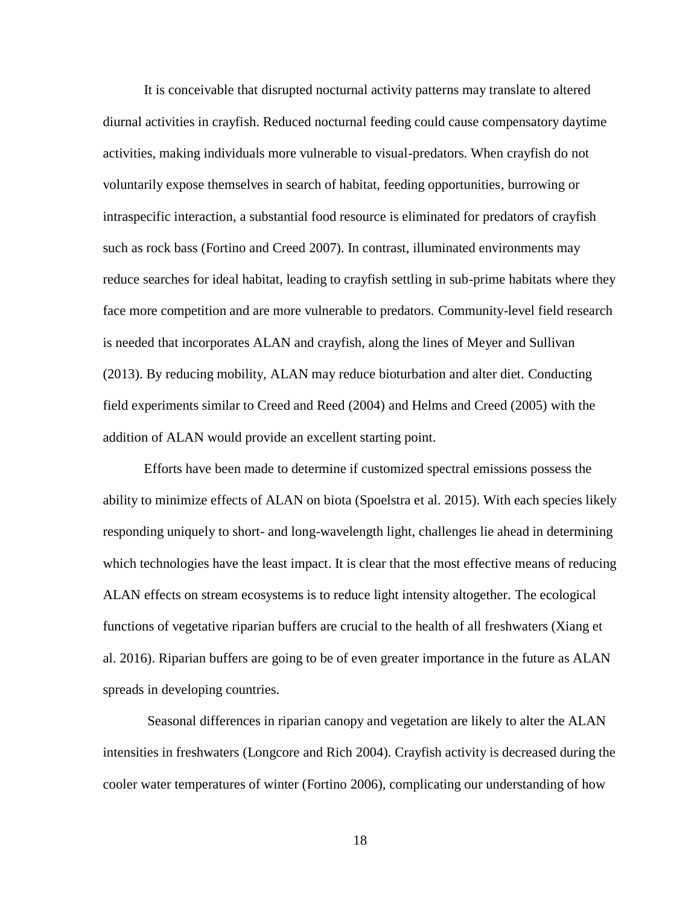It is conceivable that disrupted nocturnal activity patterns may translate to altered diurnal activities in crayfish. Reduced nocturnal feeding could cause compensatory daytime activities, making individuals more vulnerable to visual-predators. When crayfish do not voluntarily expose themselves in search of habitat, feeding opportunities, burrowing or intraspecific interaction, a substantial food resource is eliminated for predators of crayfish such as rock bass (Fortino and Creed 2007). In contrast, illuminated environments may reduce searches for ideal habitat, leading to crayfish settling in sub-prime habitats where they face more competition and are more vulnerable to predators. Community-level field research is needed that incorporates ALAN and crayfish, along the lines of Meyer and Sullivan (2013). By reducing mobility, ALAN may reduce bioturbation and alter diet. Conducting field experiments similar to Creed and Reed (2004) and Helms and Creed (2005) with the addition of ALAN would provide an excellent starting point.

Efforts have been made to determine if customized spectral emissions possess the ability to minimize effects of ALAN on biota (Spoelstra et al. 2015). With each species likely responding uniquely to short- and long-wavelength light, challenges lie ahead in determining which technologies have the least impact. It is clear that the most effective means of reducing ALAN effects on stream ecosystems is to reduce light intensity altogether. The ecological functions of vegetative riparian buffers are crucial to the health of all freshwaters (Xiang et al. 2016). Riparian buffers are going to be of even greater importance in the future as ALAN spreads in developing countries.

Seasonal differences in riparian canopy and vegetation are likely to alter the ALAN intensities in freshwaters (Longcore and Rich 2004). Crayfish activity is decreased during the cooler water temperatures of winter (Fortino 2006), complicating our understanding of how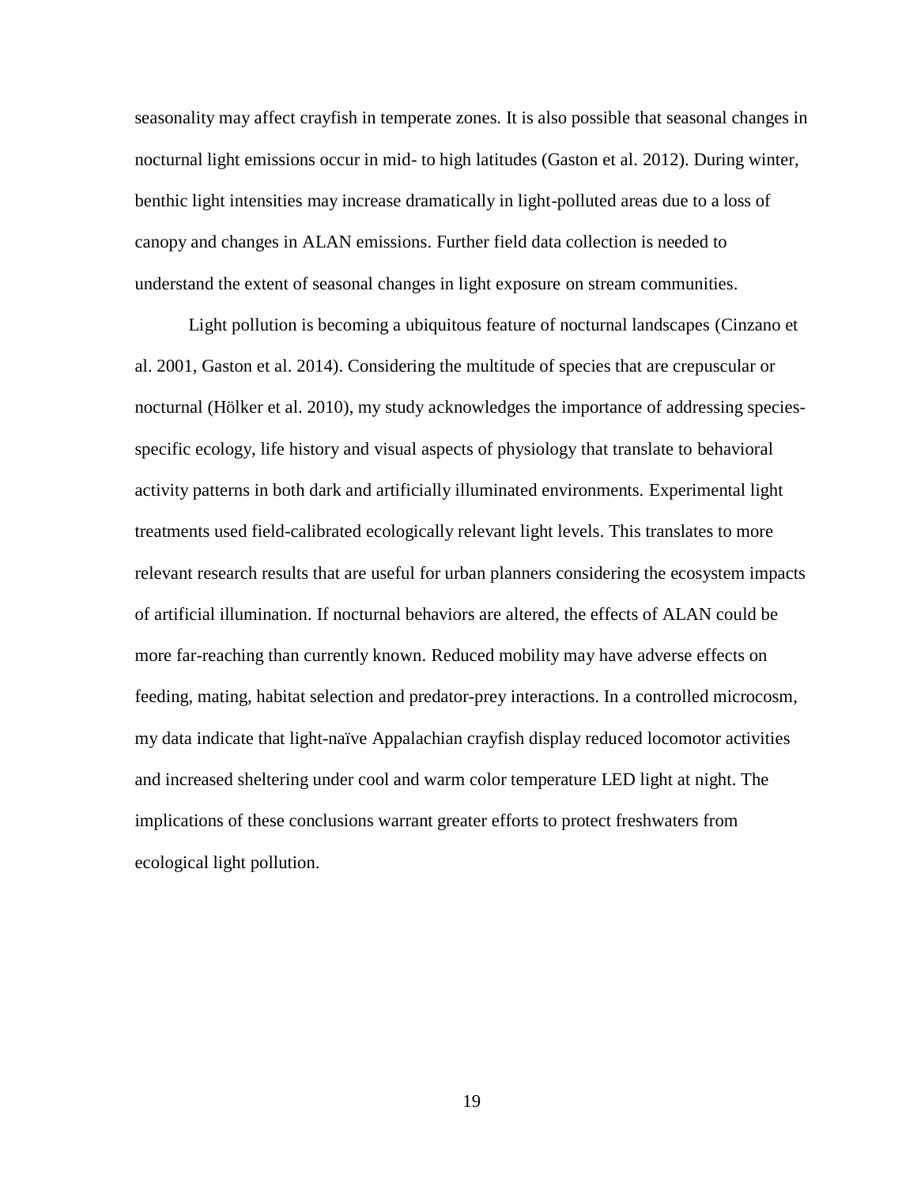seasonality may affect crayfish in temperate zones. It is also possible that seasonal changes in nocturnal light emissions occur in mid- to high latitudes (Gaston et al. 2012). During winter, benthic light intensities may increase dramatically in light-polluted areas due to a loss of canopy and changes in ALAN emissions. Further field data collection is needed to understand the extent of seasonal changes in light exposure on stream communities.

Light pollution is becoming a ubiquitous feature of nocturnal landscapes (Cinzano et al. 2001, Gaston et al. 2014). Considering the multitude of species that are crepuscular or nocturnal (Hölker et al. 2010), my study acknowledges the importance of addressing species-specific ecology, life history and visual aspects of physiology that translate to behavioral activity patterns in both dark and artificially illuminated environments. Experimental light treatments used field-calibrated ecologically relevant light levels. This translates to more relevant research results that are useful for urban planners considering the ecosystem impacts of artificial illumination. If nocturnal behaviors are altered, the effects of ALAN could be more far-reaching than currently known. Reduced mobility may have adverse effects on feeding, mating, habitat selection and predator-prey interactions. In a controlled microcosm, my data indicate that light-naïve Appalachian crayfish display reduced locomotor activities and increased sheltering under cool and warm color temperature LED light at night. The implications of these conclusions warrant greater efforts to protect freshwaters from ecological light pollution.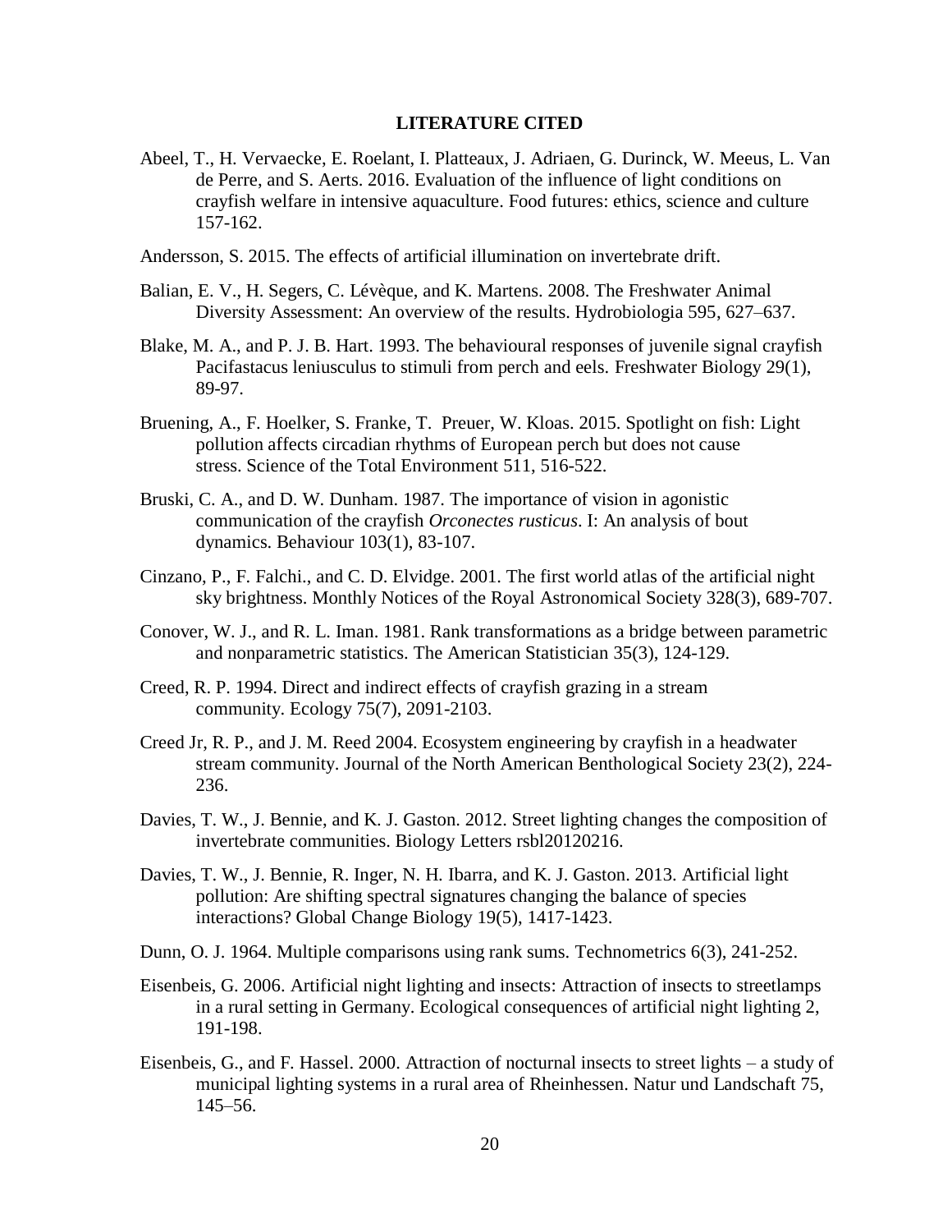# LITERATURE CITED

Abeel, T., H. Vervaecke, E. Roelant, I. Platteaux, J. Adriaen, G. Durinck, W. Meeus, L. Van de Perre, and S. Aerts. 2016. Evaluation of the influence of light conditions on crayfish welfare in intensive aquaculture. Food futures: ethics, science and culture 157-162.

Andersson, S. 2015. The effects of artificial illumination on invertebrate drift.

Balian, E. V., H. Segers, C. Lévèque, and K. Martens. 2008. The Freshwater Animal Diversity Assessment: An overview of the results. Hydrobiologia 595, 627–637.

Blake, M. A., and P. J. B. Hart. 1993. The behavioural responses of juvenile signal crayfish Pacifastacus leniusculus to stimuli from perch and eels. Freshwater Biology 29(1), 89-97.

Bruening, A., F. Hoelker, S. Franke, T. Preuer, W. Kloas. 2015. Spotlight on fish: Light pollution affects circadian rhythms of European perch but does not cause stress. Science of the Total Environment 511, 516-522.

Bruski, C. A., and D. W. Dunham. 1987. The importance of vision in agonistic communication of the crayfish *Orconectes rusticus*. I: An analysis of bout dynamics. Behaviour 103(1), 83-107.

Cinzano, P., F. Falchi., and C. D. Elvidge. 2001. The first world atlas of the artificial night sky brightness. Monthly Notices of the Royal Astronomical Society 328(3), 689-707.

Conover, W. J., and R. L. Iman. 1981. Rank transformations as a bridge between parametric and nonparametric statistics. The American Statistician 35(3), 124-129.

Creed, R. P. 1994. Direct and indirect effects of crayfish grazing in a stream community. Ecology 75(7), 2091-2103.

Creed Jr, R. P., and J. M. Reed 2004. Ecosystem engineering by crayfish in a headwater stream community. Journal of the North American Benthological Society 23(2), 224-236.

Davies, T. W., J. Bennie, and K. J. Gaston. 2012. Street lighting changes the composition of invertebrate communities. Biology Letters rsbl20120216.

Davies, T. W., J. Bennie, R. Inger, N. H. Ibarra, and K. J. Gaston. 2013. Artificial light pollution: Are shifting spectral signatures changing the balance of species interactions? Global Change Biology 19(5), 1417-1423.

Dunn, O. J. 1964. Multiple comparisons using rank sums. Technometrics 6(3), 241-252.

Eisenbeis, G. 2006. Artificial night lighting and insects: Attraction of insects to streetlamps in a rural setting in Germany. Ecological consequences of artificial night lighting 2, 191-198.

Eisenbeis, G., and F. Hassel. 2000. Attraction of nocturnal insects to street lights – a study of municipal lighting systems in a rural area of Rheinhessen. Natur und Landschaft 75, 145–56.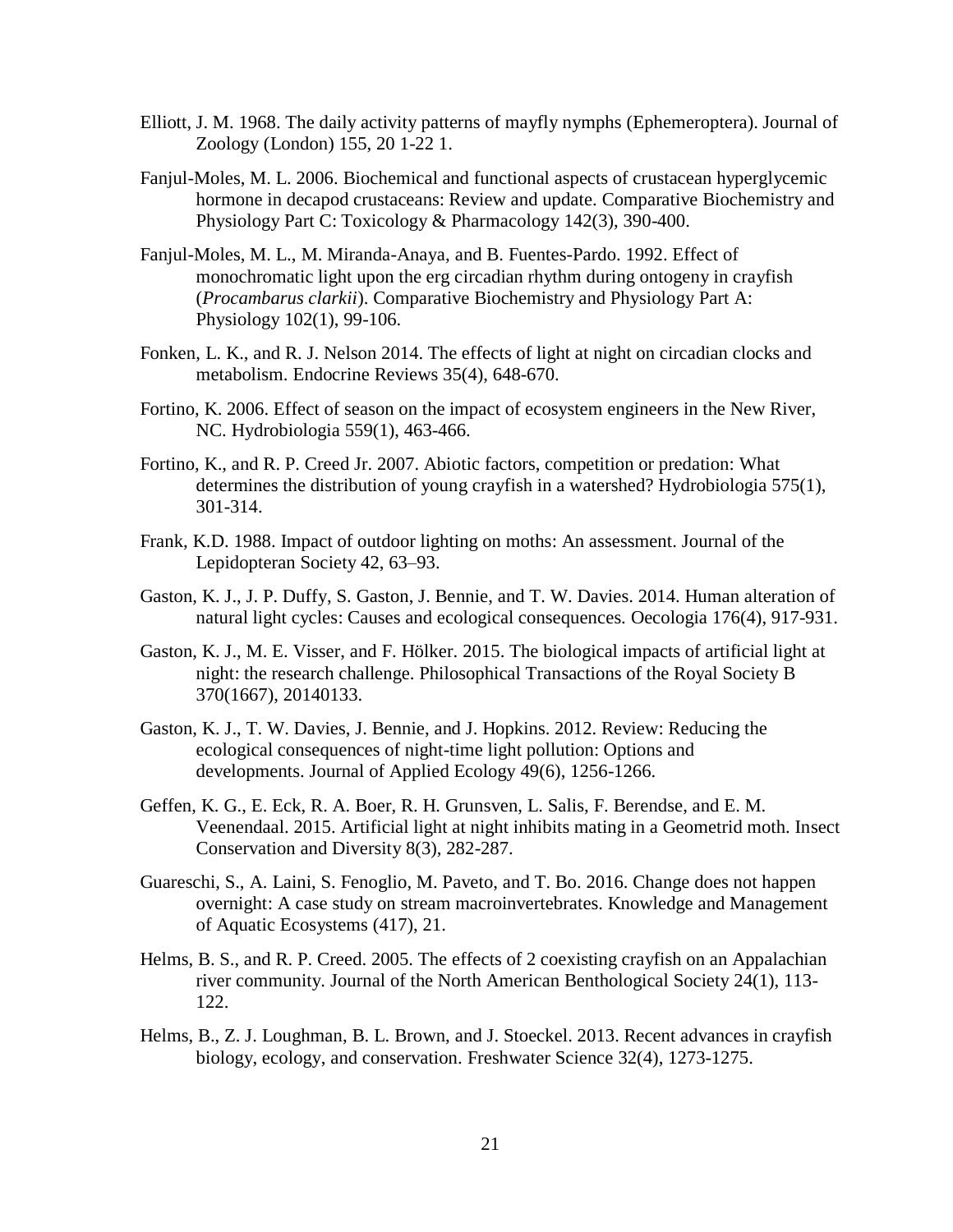Elliott, J. M. 1968. The daily activity patterns of mayfly nymphs (Ephemeroptera). Journal of Zoology (London) 155, 20 1-22 1.

Fanjul-Moles, M. L. 2006. Biochemical and functional aspects of crustacean hyperglycemic hormone in decapod crustaceans: Review and update. Comparative Biochemistry and Physiology Part C: Toxicology & Pharmacology 142(3), 390-400.

Fanjul-Moles, M. L., M. Miranda-Anaya, and B. Fuentes-Pardo. 1992. Effect of monochromatic light upon the erg circadian rhythm during ontogeny in crayfish (*Procambarus clarkii*). Comparative Biochemistry and Physiology Part A: Physiology 102(1), 99-106.

Fonken, L. K., and R. J. Nelson 2014. The effects of light at night on circadian clocks and metabolism. Endocrine Reviews 35(4), 648-670.

Fortino, K. 2006. Effect of season on the impact of ecosystem engineers in the New River, NC. Hydrobiologia 559(1), 463-466.

Fortino, K., and R. P. Creed Jr. 2007. Abiotic factors, competition or predation: What determines the distribution of young crayfish in a watershed? Hydrobiologia 575(1), 301-314.

Frank, K.D. 1988. Impact of outdoor lighting on moths: An assessment. Journal of the Lepidopteran Society 42, 63–93.

Gaston, K. J., J. P. Duffy, S. Gaston, J. Bennie, and T. W. Davies. 2014. Human alteration of natural light cycles: Causes and ecological consequences. Oecologia 176(4), 917-931.

Gaston, K. J., M. E. Visser, and F. Hölker. 2015. The biological impacts of artificial light at night: the research challenge. Philosophical Transactions of the Royal Society B 370(1667), 20140133.

Gaston, K. J., T. W. Davies, J. Bennie, and J. Hopkins. 2012. Review: Reducing the ecological consequences of night-time light pollution: Options and developments. Journal of Applied Ecology 49(6), 1256-1266.

Geffen, K. G., E. Eck, R. A. Boer, R. H. Grunsven, L. Salis, F. Berendse, and E. M. Veenendaal. 2015. Artificial light at night inhibits mating in a Geometrid moth. Insect Conservation and Diversity 8(3), 282-287.

Guareschi, S., A. Laini, S. Fenoglio, M. Paveto, and T. Bo. 2016. Change does not happen overnight: A case study on stream macroinvertebrates. Knowledge and Management of Aquatic Ecosystems (417), 21.

Helms, B. S., and R. P. Creed. 2005. The effects of 2 coexisting crayfish on an Appalachian river community. Journal of the North American Benthological Society 24(1), 113-122.

Helms, B., Z. J. Loughman, B. L. Brown, and J. Stoeckel. 2013. Recent advances in crayfish biology, ecology, and conservation. Freshwater Science 32(4), 1273-1275.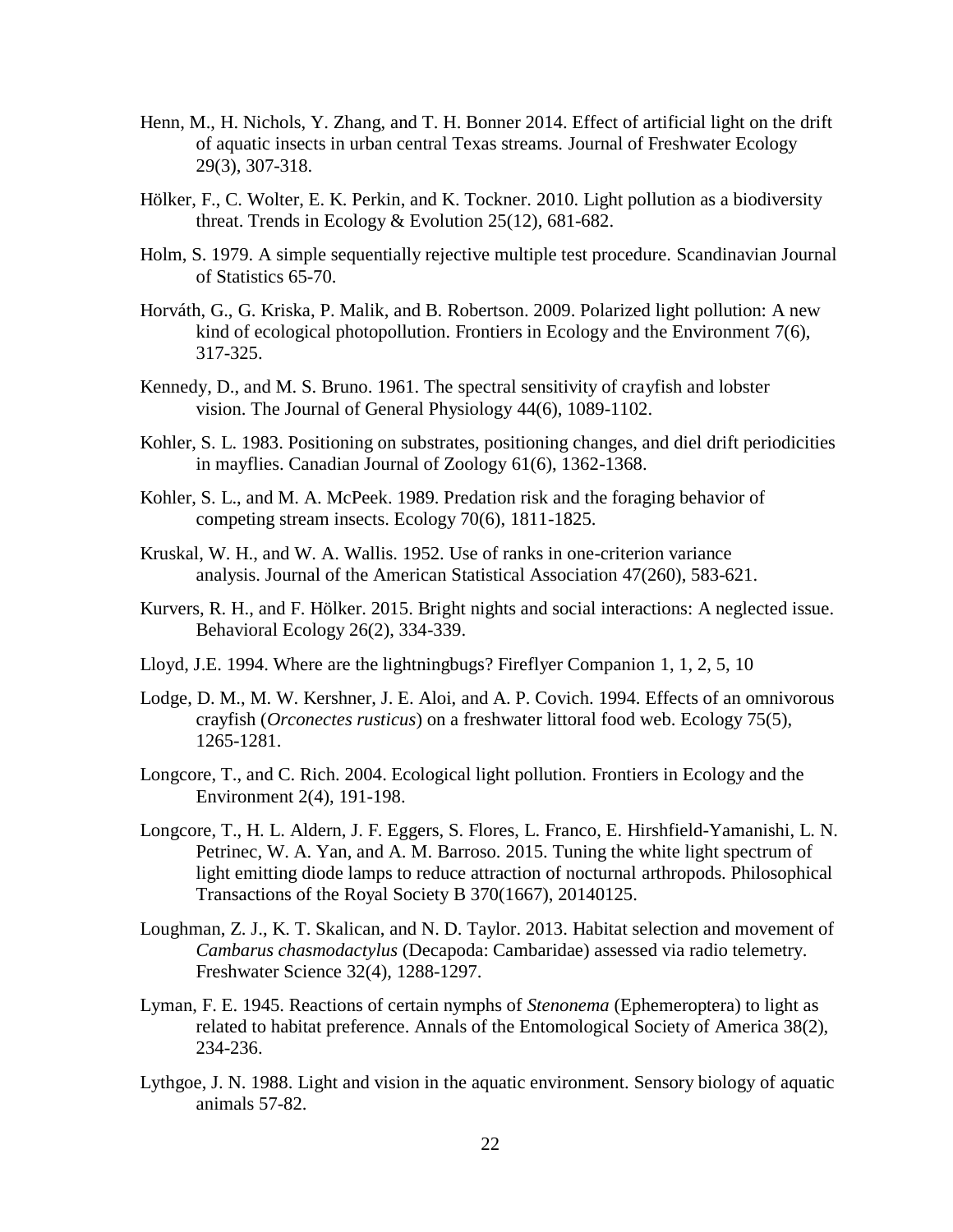Henn, M., H. Nichols, Y. Zhang, and T. H. Bonner 2014. Effect of artificial light on the drift of aquatic insects in urban central Texas streams. Journal of Freshwater Ecology 29(3), 307-318.

Hölker, F., C. Wolter, E. K. Perkin, and K. Tockner. 2010. Light pollution as a biodiversity threat. Trends in Ecology & Evolution 25(12), 681-682.

Holm, S. 1979. A simple sequentially rejective multiple test procedure. Scandinavian Journal of Statistics 65-70.

Horváth, G., G. Kriska, P. Malik, and B. Robertson. 2009. Polarized light pollution: A new kind of ecological photopollution. Frontiers in Ecology and the Environment 7(6), 317-325.

Kennedy, D., and M. S. Bruno. 1961. The spectral sensitivity of crayfish and lobster vision. The Journal of General Physiology 44(6), 1089-1102.

Kohler, S. L. 1983. Positioning on substrates, positioning changes, and diel drift periodicities in mayflies. Canadian Journal of Zoology 61(6), 1362-1368.

Kohler, S. L., and M. A. McPeek. 1989. Predation risk and the foraging behavior of competing stream insects. Ecology 70(6), 1811-1825.

Kruskal, W. H., and W. A. Wallis. 1952. Use of ranks in one-criterion variance analysis. Journal of the American Statistical Association 47(260), 583-621.

Kurvers, R. H., and F. Hölker. 2015. Bright nights and social interactions: A neglected issue. Behavioral Ecology 26(2), 334-339.

Lloyd, J.E. 1994. Where are the lightningbugs? Fireflyer Companion 1, 1, 2, 5, 10

Lodge, D. M., M. W. Kershner, J. E. Aloi, and A. P. Covich. 1994. Effects of an omnivorous crayfish (*Orconectes rusticus*) on a freshwater littoral food web. Ecology 75(5), 1265-1281.

Longcore, T., and C. Rich. 2004. Ecological light pollution. Frontiers in Ecology and the Environment 2(4), 191-198.

Longcore, T., H. L. Aldern, J. F. Eggers, S. Flores, L. Franco, E. Hirshfield-Yamanishi, L. N. Petrinec, W. A. Yan, and A. M. Barroso. 2015. Tuning the white light spectrum of light emitting diode lamps to reduce attraction of nocturnal arthropods. Philosophical Transactions of the Royal Society B 370(1667), 20140125.

Loughman, Z. J., K. T. Skalican, and N. D. Taylor. 2013. Habitat selection and movement of *Cambarus chasmodactylus* (Decapoda: Cambaridae) assessed via radio telemetry. Freshwater Science 32(4), 1288-1297.

Lyman, F. E. 1945. Reactions of certain nymphs of *Stenonema* (Ephemeroptera) to light as related to habitat preference. Annals of the Entomological Society of America 38(2), 234-236.

Lythgoe, J. N. 1988. Light and vision in the aquatic environment. Sensory biology of aquatic animals 57-82.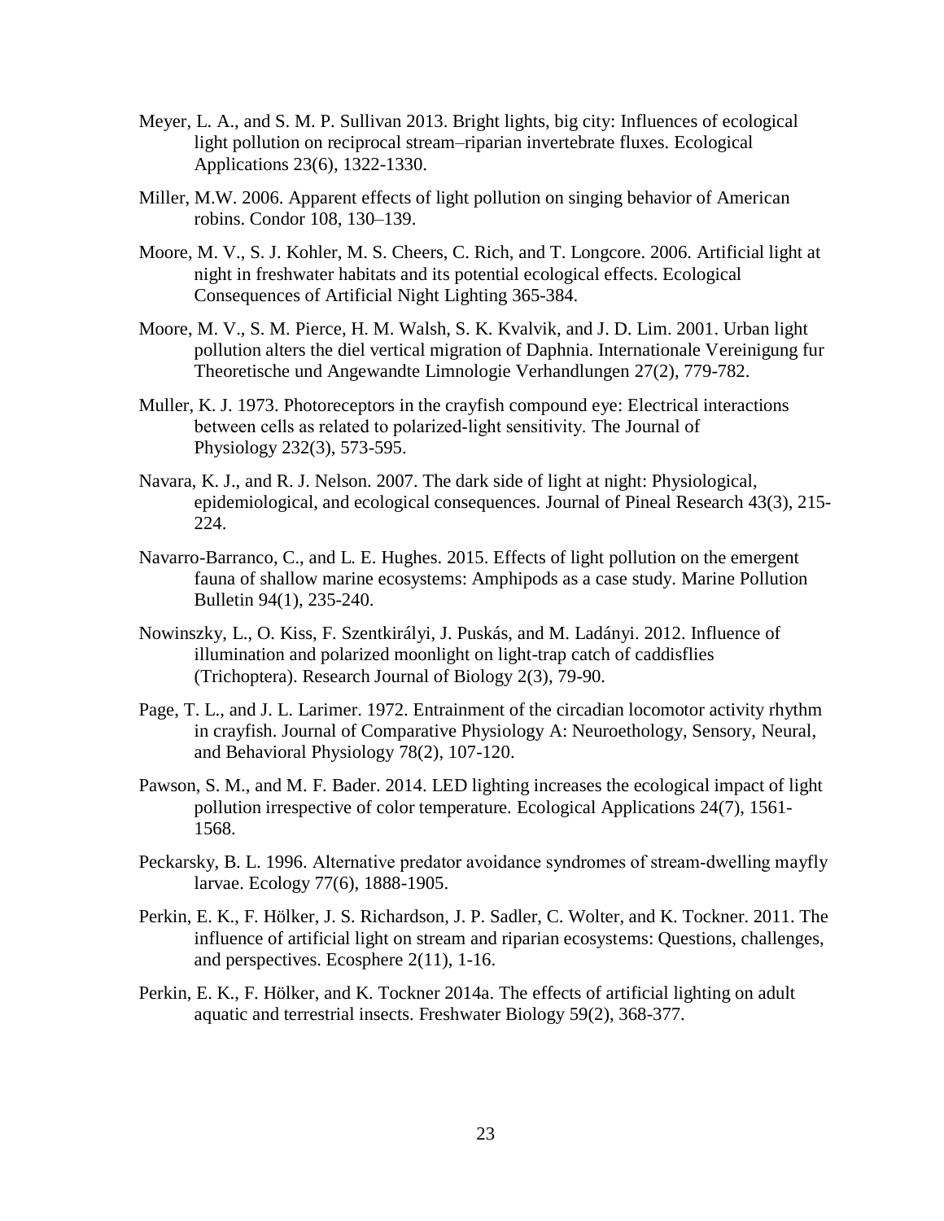Meyer, L. A., and S. M. P. Sullivan 2013. Bright lights, big city: Influences of ecological light pollution on reciprocal stream–riparian invertebrate fluxes. Ecological Applications 23(6), 1322-1330.

Miller, M.W. 2006. Apparent effects of light pollution on singing behavior of American robins. Condor 108, 130–139.

Moore, M. V., S. J. Kohler, M. S. Cheers, C. Rich, and T. Longcore. 2006. Artificial light at night in freshwater habitats and its potential ecological effects. Ecological Consequences of Artificial Night Lighting 365-384.

Moore, M. V., S. M. Pierce, H. M. Walsh, S. K. Kvalvik, and J. D. Lim. 2001. Urban light pollution alters the diel vertical migration of Daphnia. Internationale Vereinigung fur Theoretische und Angewandte Limnologie Verhandlungen 27(2), 779-782.

Muller, K. J. 1973. Photoreceptors in the crayfish compound eye: Electrical interactions between cells as related to polarized-light sensitivity. The Journal of Physiology 232(3), 573-595.

Navara, K. J., and R. J. Nelson. 2007. The dark side of light at night: Physiological, epidemiological, and ecological consequences. Journal of Pineal Research 43(3), 215-224.

Navarro-Barranco, C., and L. E. Hughes. 2015. Effects of light pollution on the emergent fauna of shallow marine ecosystems: Amphipods as a case study. Marine Pollution Bulletin 94(1), 235-240.

Nowinszky, L., O. Kiss, F. Szentkirályi, J. Puskás, and M. Ladányi. 2012. Influence of illumination and polarized moonlight on light-trap catch of caddisflies (Trichoptera). Research Journal of Biology 2(3), 79-90.

Page, T. L., and J. L. Larimer. 1972. Entrainment of the circadian locomotor activity rhythm in crayfish. Journal of Comparative Physiology A: Neuroethology, Sensory, Neural, and Behavioral Physiology 78(2), 107-120.

Pawson, S. M., and M. F. Bader. 2014. LED lighting increases the ecological impact of light pollution irrespective of color temperature. Ecological Applications 24(7), 1561-1568.

Peckarsky, B. L. 1996. Alternative predator avoidance syndromes of stream-dwelling mayfly larvae. Ecology 77(6), 1888-1905.

Perkin, E. K., F. Hölker, J. S. Richardson, J. P. Sadler, C. Wolter, and K. Tockner. 2011. The influence of artificial light on stream and riparian ecosystems: Questions, challenges, and perspectives. Ecosphere 2(11), 1-16.

Perkin, E. K., F. Hölker, and K. Tockner 2014a. The effects of artificial lighting on adult aquatic and terrestrial insects. Freshwater Biology 59(2), 368-377.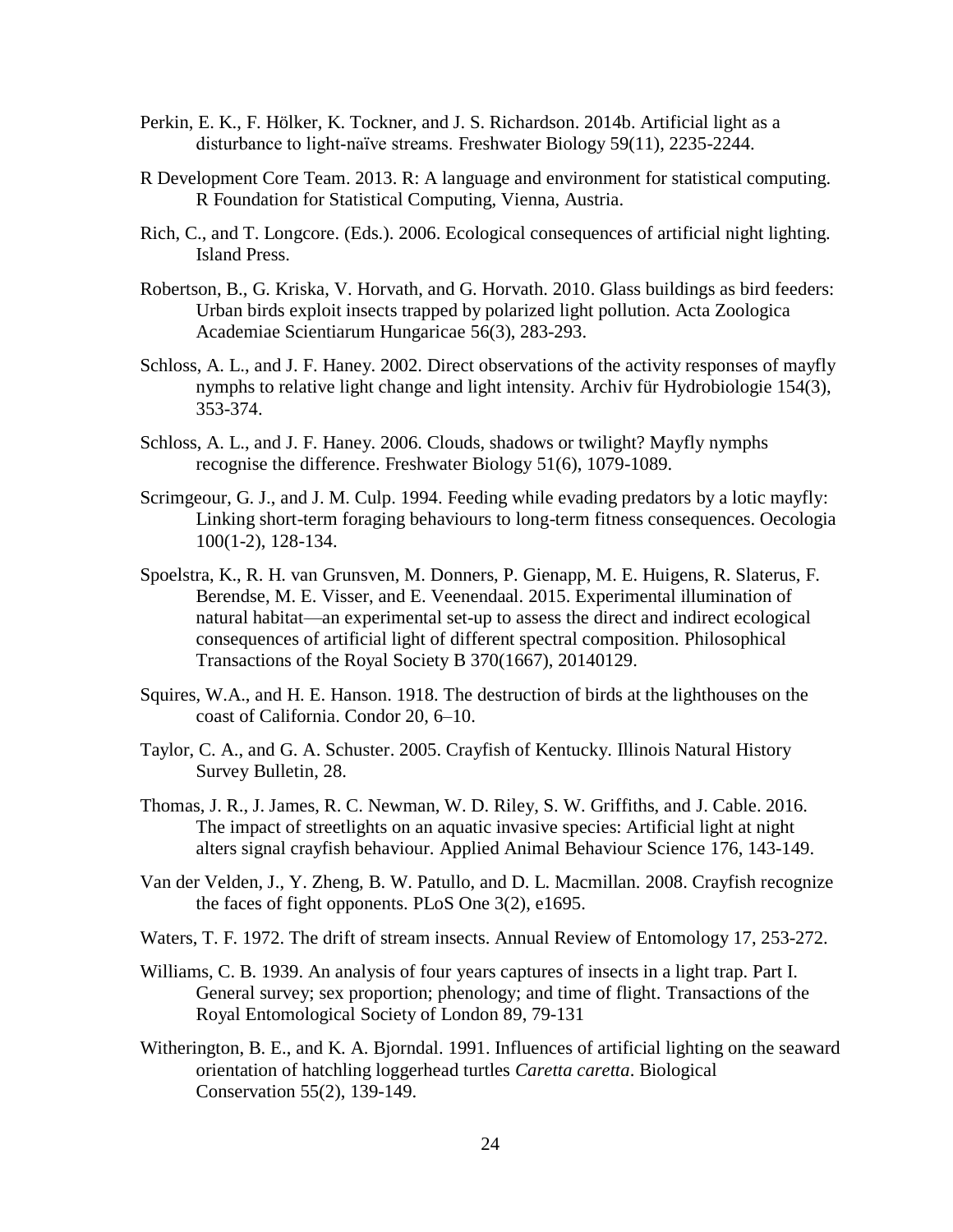Perkin, E. K., F. Hölker, K. Tockner, and J. S. Richardson. 2014b. Artificial light as a disturbance to light-naïve streams. Freshwater Biology 59(11), 2235-2244.

R Development Core Team. 2013. R: A language and environment for statistical computing. R Foundation for Statistical Computing, Vienna, Austria.

Rich, C., and T. Longcore. (Eds.). 2006. Ecological consequences of artificial night lighting. Island Press.

Robertson, B., G. Kriska, V. Horvath, and G. Horvath. 2010. Glass buildings as bird feeders: Urban birds exploit insects trapped by polarized light pollution. Acta Zoologica Academiae Scientiarum Hungaricae 56(3), 283-293.

Schloss, A. L., and J. F. Haney. 2002. Direct observations of the activity responses of mayfly nymphs to relative light change and light intensity. Archiv für Hydrobiologie 154(3), 353-374.

Schloss, A. L., and J. F. Haney. 2006. Clouds, shadows or twilight? Mayfly nymphs recognise the difference. Freshwater Biology 51(6), 1079-1089.

Scrimgeour, G. J., and J. M. Culp. 1994. Feeding while evading predators by a lotic mayfly: Linking short-term foraging behaviours to long-term fitness consequences. Oecologia 100(1-2), 128-134.

Spoelstra, K., R. H. van Grunsven, M. Donners, P. Gienapp, M. E. Huigens, R. Slaterus, F. Berendse, M. E. Visser, and E. Veenendaal. 2015. Experimental illumination of natural habitat—an experimental set-up to assess the direct and indirect ecological consequences of artificial light of different spectral composition. Philosophical Transactions of the Royal Society B 370(1667), 20140129.

Squires, W.A., and H. E. Hanson. 1918. The destruction of birds at the lighthouses on the coast of California. Condor 20, 6–10.

Taylor, C. A., and G. A. Schuster. 2005. Crayfish of Kentucky. Illinois Natural History Survey Bulletin, 28.

Thomas, J. R., J. James, R. C. Newman, W. D. Riley, S. W. Griffiths, and J. Cable. 2016. The impact of streetlights on an aquatic invasive species: Artificial light at night alters signal crayfish behaviour. Applied Animal Behaviour Science 176, 143-149.

Van der Velden, J., Y. Zheng, B. W. Patullo, and D. L. Macmillan. 2008. Crayfish recognize the faces of fight opponents. PLoS One 3(2), e1695.

Waters, T. F. 1972. The drift of stream insects. Annual Review of Entomology 17, 253-272.

Williams, C. B. 1939. An analysis of four years captures of insects in a light trap. Part I. General survey; sex proportion; phenology; and time of flight. Transactions of the Royal Entomological Society of London 89, 79-131

Witherington, B. E., and K. A. Bjorndal. 1991. Influences of artificial lighting on the seaward orientation of hatchling loggerhead turtles *Caretta caretta*. Biological Conservation 55(2), 139-149.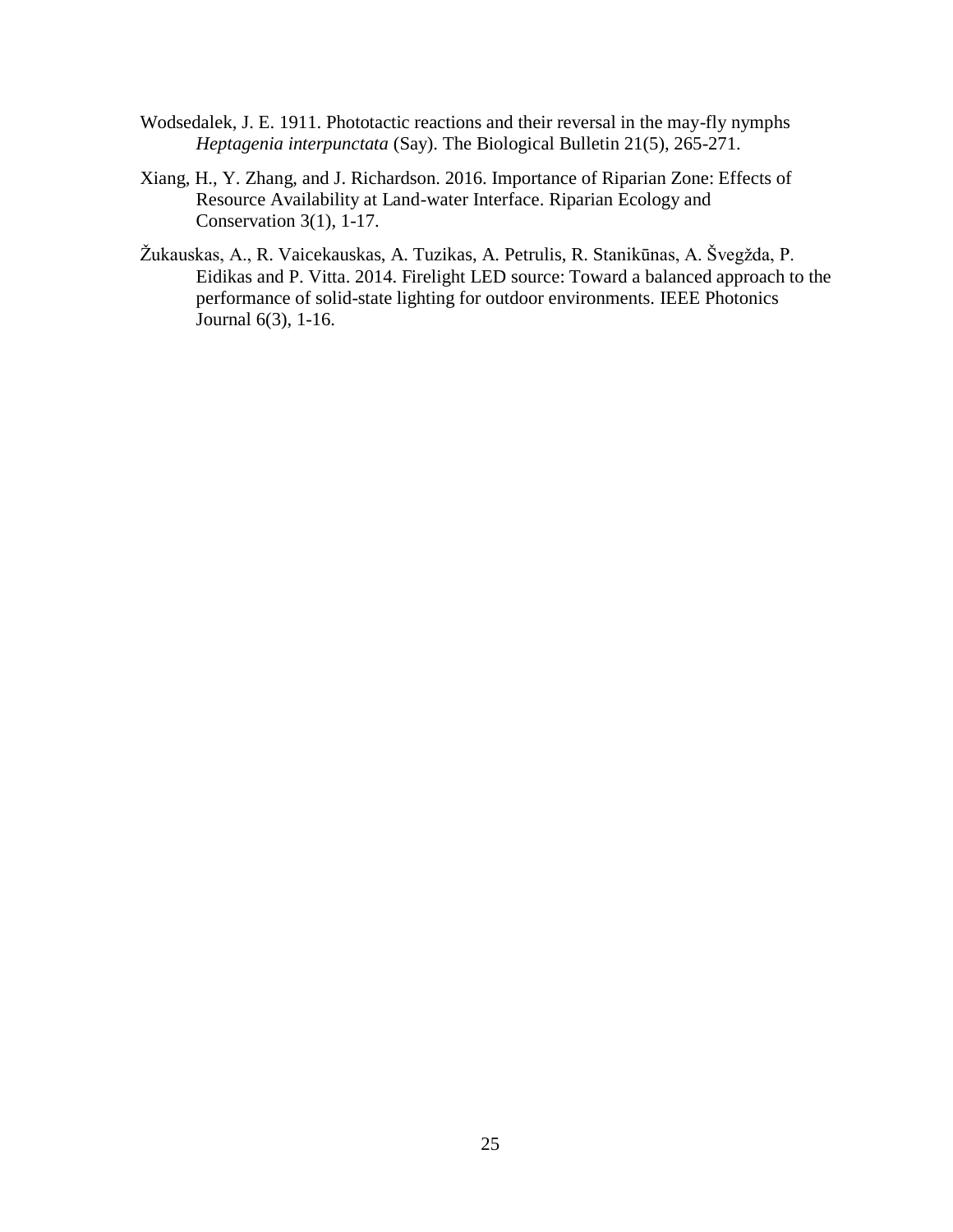Wodsedalek, J. E. 1911. Phototactic reactions and their reversal in the may-fly nymphs *Heptagenia interpunctata* (Say). The Biological Bulletin 21(5), 265-271.

Xiang, H., Y. Zhang, and J. Richardson. 2016. Importance of Riparian Zone: Effects of Resource Availability at Land-water Interface. Riparian Ecology and Conservation 3(1), 1-17.

Žukauskas, A., R. Vaicekauskas, A. Tuzikas, A. Petrulis, R. Stanikūnas, A. Švegžda, P. Eidikas and P. Vitta. 2014. Firelight LED source: Toward a balanced approach to the performance of solid-state lighting for outdoor environments. IEEE Photonics Journal 6(3), 1-16.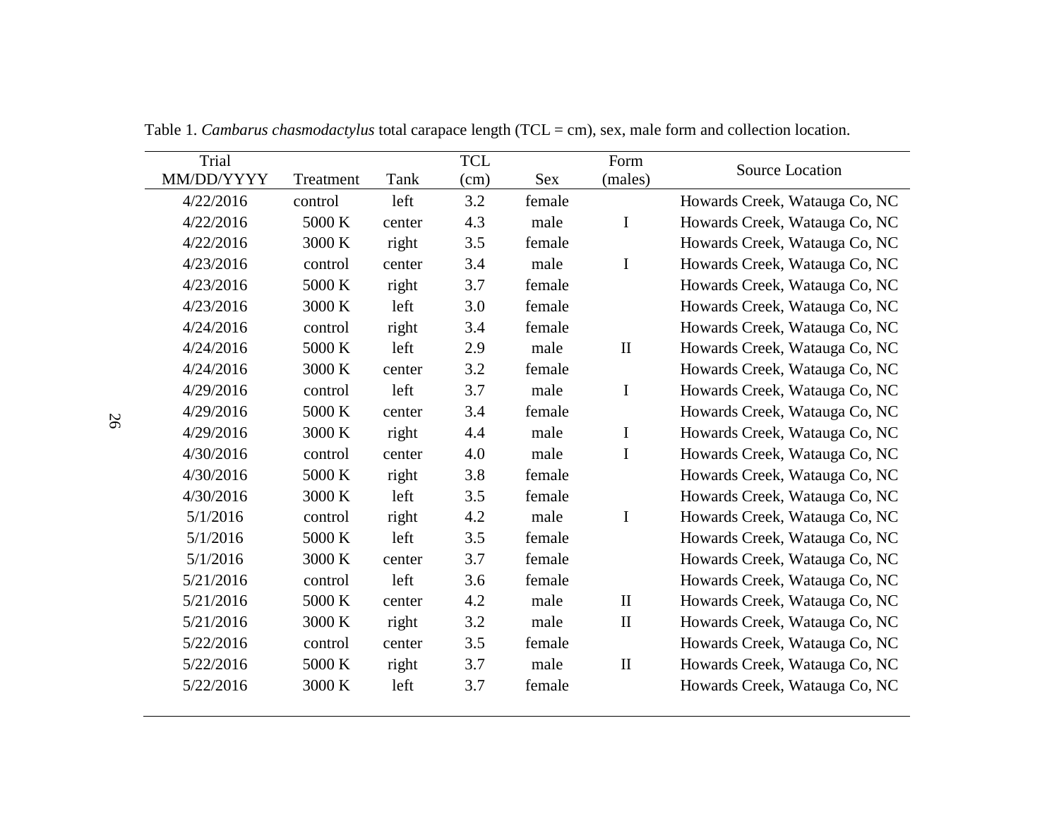Table 1. *Cambarus chasmodactylus* total carapace length (TCL = cm), sex, male form and collection location.

| Trial MM/DD/YYYY | Treatment | Tank | TCL (cm) | Sex | Form (males) | Source Location |
|---|---|---|---|---|---|---|
| 4/22/2016 | control | left | 3.2 | female | | Howards Creek, Watauga Co, NC |
| 4/22/2016 | 5000 K | center | 4.3 | male | I | Howards Creek, Watauga Co, NC |
| 4/22/2016 | 3000 K | right | 3.5 | female | | Howards Creek, Watauga Co, NC |
| 4/23/2016 | control | center | 3.4 | male | I | Howards Creek, Watauga Co, NC |
| 4/23/2016 | 5000 K | right | 3.7 | female | | Howards Creek, Watauga Co, NC |
| 4/23/2016 | 3000 K | left | 3.0 | female | | Howards Creek, Watauga Co, NC |
| 4/24/2016 | control | right | 3.4 | female | | Howards Creek, Watauga Co, NC |
| 4/24/2016 | 5000 K | left | 2.9 | male | II | Howards Creek, Watauga Co, NC |
| 4/24/2016 | 3000 K | center | 3.2 | female | | Howards Creek, Watauga Co, NC |
| 4/29/2016 | control | left | 3.7 | male | I | Howards Creek, Watauga Co, NC |
| 4/29/2016 | 5000 K | center | 3.4 | female | | Howards Creek, Watauga Co, NC |
| 4/29/2016 | 3000 K | right | 4.4 | male | I | Howards Creek, Watauga Co, NC |
| 4/30/2016 | control | center | 4.0 | male | I | Howards Creek, Watauga Co, NC |
| 4/30/2016 | 5000 K | right | 3.8 | female | | Howards Creek, Watauga Co, NC |
| 4/30/2016 | 3000 K | left | 3.5 | female | | Howards Creek, Watauga Co, NC |
| 5/1/2016 | control | right | 4.2 | male | I | Howards Creek, Watauga Co, NC |
| 5/1/2016 | 5000 K | left | 3.5 | female | | Howards Creek, Watauga Co, NC |
| 5/1/2016 | 3000 K | center | 3.7 | female | | Howards Creek, Watauga Co, NC |
| 5/21/2016 | control | left | 3.6 | female | | Howards Creek, Watauga Co, NC |
| 5/21/2016 | 5000 K | center | 4.2 | male | II | Howards Creek, Watauga Co, NC |
| 5/21/2016 | 3000 K | right | 3.2 | male | II | Howards Creek, Watauga Co, NC |
| 5/22/2016 | control | center | 3.5 | female | | Howards Creek, Watauga Co, NC |
| 5/22/2016 | 5000 K | right | 3.7 | male | II | Howards Creek, Watauga Co, NC |
| 5/22/2016 | 3000 K | left | 3.7 | female | | Howards Creek, Watauga Co, NC |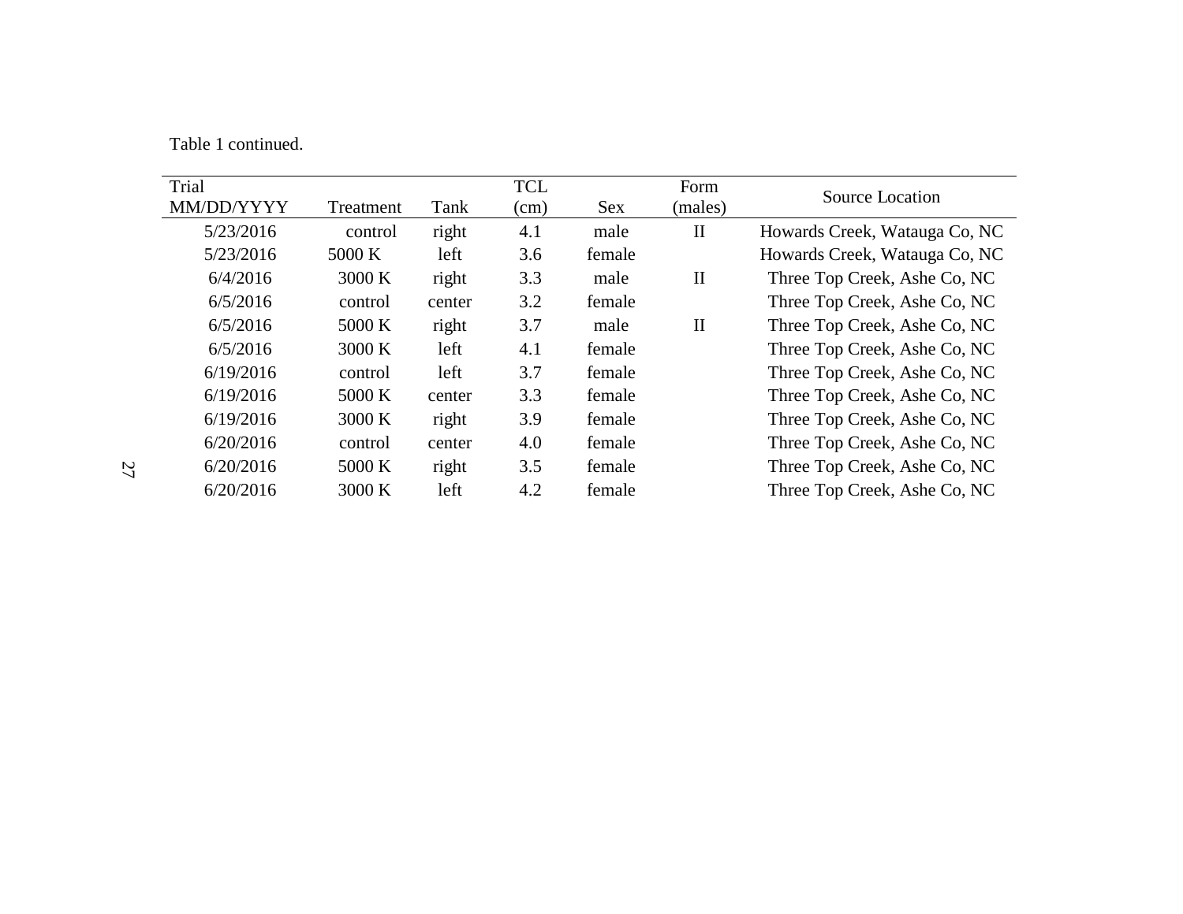Table 1 continued.

| Trial MM/DD/YYYY | Treatment | Tank | TCL (cm) | Sex | Form (males) | Source Location |
| --- | --- | --- | --- | --- | --- | --- |
| 5/23/2016 | control | right | 4.1 | male | II | Howards Creek, Watauga Co, NC |
| 5/23/2016 | 5000 K | left | 3.6 | female | | Howards Creek, Watauga Co, NC |
| 6/4/2016 | 3000 K | right | 3.3 | male | II | Three Top Creek, Ashe Co, NC |
| 6/5/2016 | control | center | 3.2 | female | | Three Top Creek, Ashe Co, NC |
| 6/5/2016 | 5000 K | right | 3.7 | male | II | Three Top Creek, Ashe Co, NC |
| 6/5/2016 | 3000 K | left | 4.1 | female | | Three Top Creek, Ashe Co, NC |
| 6/19/2016 | control | left | 3.7 | female | | Three Top Creek, Ashe Co, NC |
| 6/19/2016 | 5000 K | center | 3.3 | female | | Three Top Creek, Ashe Co, NC |
| 6/19/2016 | 3000 K | right | 3.9 | female | | Three Top Creek, Ashe Co, NC |
| 6/20/2016 | control | center | 4.0 | female | | Three Top Creek, Ashe Co, NC |
| 6/20/2016 | 5000 K | right | 3.5 | female | | Three Top Creek, Ashe Co, NC |
| 6/20/2016 | 3000 K | left | 4.2 | female | | Three Top Creek, Ashe Co, NC |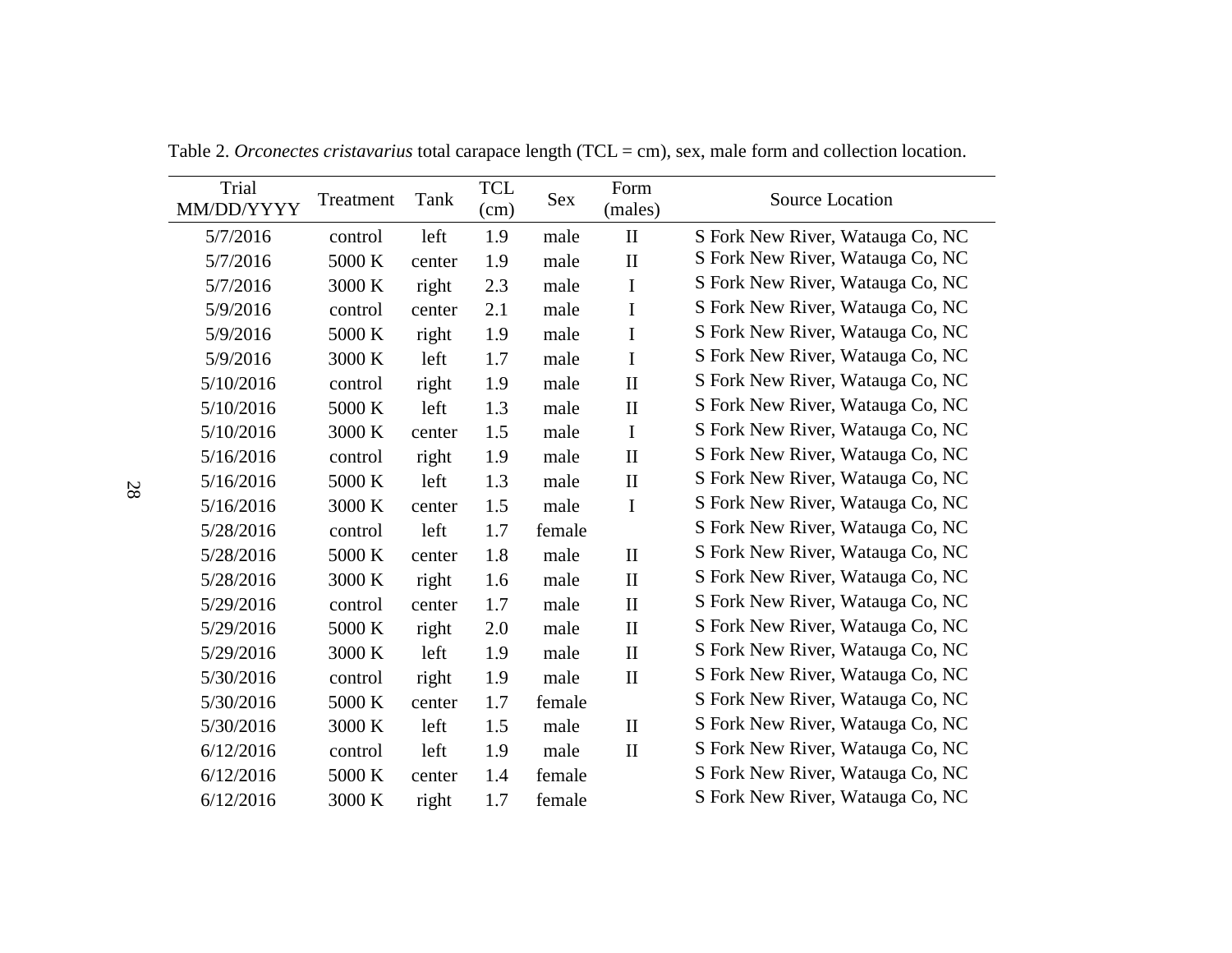Table 2. *Orconectes cristavarius* total carapace length (TCL = cm), sex, male form and collection location.

| Trial MM/DD/YYYY | Treatment | Tank | TCL (cm) | Sex | Form (males) | Source Location |
|---|---|---|---|---|---|---|
| 5/7/2016 | control | left | 1.9 | male | II | S Fork New River, Watauga Co, NC |
| 5/7/2016 | 5000 K | center | 1.9 | male | II | S Fork New River, Watauga Co, NC |
| 5/7/2016 | 3000 K | right | 2.3 | male | I | S Fork New River, Watauga Co, NC |
| 5/9/2016 | control | center | 2.1 | male | I | S Fork New River, Watauga Co, NC |
| 5/9/2016 | 5000 K | right | 1.9 | male | I | S Fork New River, Watauga Co, NC |
| 5/9/2016 | 3000 K | left | 1.7 | male | I | S Fork New River, Watauga Co, NC |
| 5/10/2016 | control | right | 1.9 | male | II | S Fork New River, Watauga Co, NC |
| 5/10/2016 | 5000 K | left | 1.3 | male | II | S Fork New River, Watauga Co, NC |
| 5/10/2016 | 3000 K | center | 1.5 | male | I | S Fork New River, Watauga Co, NC |
| 5/16/2016 | control | right | 1.9 | male | II | S Fork New River, Watauga Co, NC |
| 5/16/2016 | 5000 K | left | 1.3 | male | II | S Fork New River, Watauga Co, NC |
| 5/16/2016 | 3000 K | center | 1.5 | male | I | S Fork New River, Watauga Co, NC |
| 5/28/2016 | control | left | 1.7 | female | | S Fork New River, Watauga Co, NC |
| 5/28/2016 | 5000 K | center | 1.8 | male | II | S Fork New River, Watauga Co, NC |
| 5/28/2016 | 3000 K | right | 1.6 | male | II | S Fork New River, Watauga Co, NC |
| 5/29/2016 | control | center | 1.7 | male | II | S Fork New River, Watauga Co, NC |
| 5/29/2016 | 5000 K | right | 2.0 | male | II | S Fork New River, Watauga Co, NC |
| 5/29/2016 | 3000 K | left | 1.9 | male | II | S Fork New River, Watauga Co, NC |
| 5/30/2016 | control | right | 1.9 | male | II | S Fork New River, Watauga Co, NC |
| 5/30/2016 | 5000 K | center | 1.7 | female | | S Fork New River, Watauga Co, NC |
| 5/30/2016 | 3000 K | left | 1.5 | male | II | S Fork New River, Watauga Co, NC |
| 6/12/2016 | control | left | 1.9 | male | II | S Fork New River, Watauga Co, NC |
| 6/12/2016 | 5000 K | center | 1.4 | female | | S Fork New River, Watauga Co, NC |
| 6/12/2016 | 3000 K | right | 1.7 | female | | S Fork New River, Watauga Co, NC |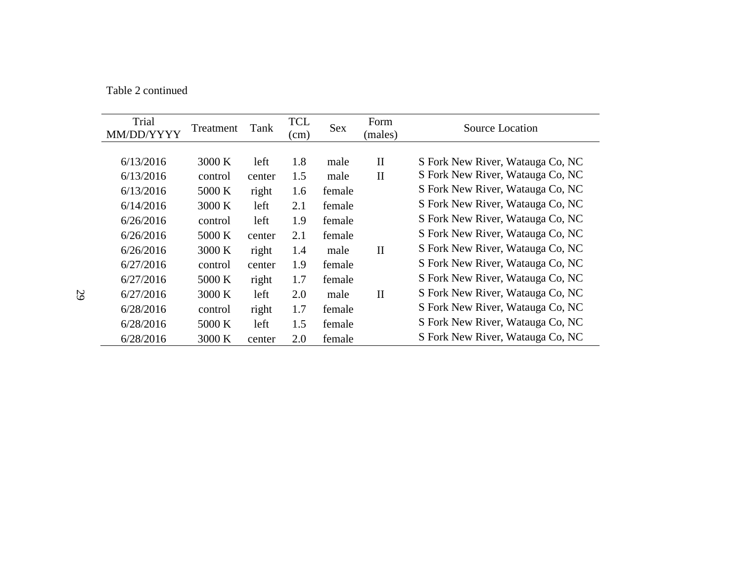Table 2 continued

| Trial MM/DD/YYYY | Treatment | Tank | TCL (cm) | Sex | Form (males) | Source Location |
|---|---|---|---|---|---|---|
| 6/13/2016 | 3000 K | left | 1.8 | male | II | S Fork New River, Watauga Co, NC |
| 6/13/2016 | control | center | 1.5 | male | II | S Fork New River, Watauga Co, NC |
| 6/13/2016 | 5000 K | right | 1.6 | female | | S Fork New River, Watauga Co, NC |
| 6/14/2016 | 3000 K | left | 2.1 | female | | S Fork New River, Watauga Co, NC |
| 6/26/2016 | control | left | 1.9 | female | | S Fork New River, Watauga Co, NC |
| 6/26/2016 | 5000 K | center | 2.1 | female | | S Fork New River, Watauga Co, NC |
| 6/26/2016 | 3000 K | right | 1.4 | male | II | S Fork New River, Watauga Co, NC |
| 6/27/2016 | control | center | 1.9 | female | | S Fork New River, Watauga Co, NC |
| 6/27/2016 | 5000 K | right | 1.7 | female | | S Fork New River, Watauga Co, NC |
| 6/27/2016 | 3000 K | left | 2.0 | male | II | S Fork New River, Watauga Co, NC |
| 6/28/2016 | control | right | 1.7 | female | | S Fork New River, Watauga Co, NC |
| 6/28/2016 | 5000 K | left | 1.5 | female | | S Fork New River, Watauga Co, NC |
| 6/28/2016 | 3000 K | center | 2.0 | female | | S Fork New River, Watauga Co, NC |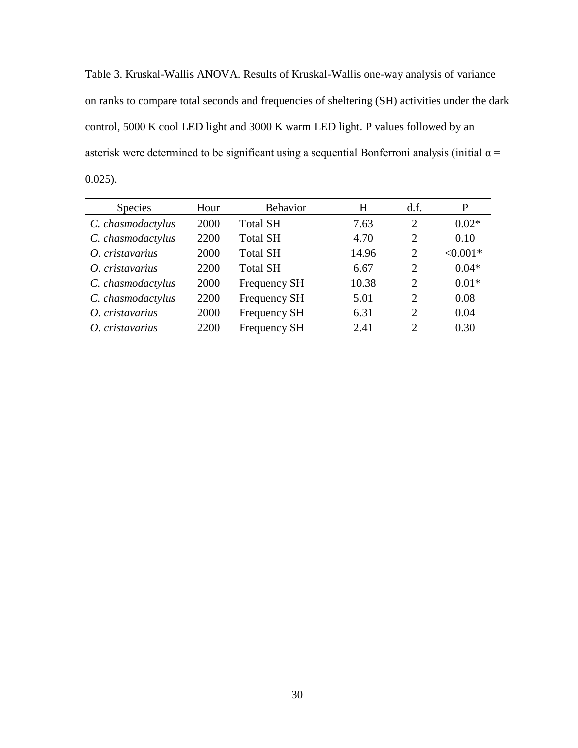Table 3. Kruskal-Wallis ANOVA. Results of Kruskal-Wallis one-way analysis of variance on ranks to compare total seconds and frequencies of sheltering (SH) activities under the dark control, 5000 K cool LED light and 3000 K warm LED light. P values followed by an asterisk were determined to be significant using a sequential Bonferroni analysis (initial $\alpha$ = 0.025).

| Species | Hour | Behavior | H | d.f. | P |
|---|---|---|---|---|---|
| *C. chasmodactylus* | 2000 | Total SH | 7.63 | 2 | 0.02* |
| *C. chasmodactylus* | 2200 | Total SH | 4.70 | 2 | 0.10 |
| *O. cristavarius* | 2000 | Total SH | 14.96 | 2 | <0.001* |
| *O. cristavarius* | 2200 | Total SH | 6.67 | 2 | 0.04* |
| *C. chasmodactylus* | 2000 | Frequency SH | 10.38 | 2 | 0.01* |
| *C. chasmodactylus* | 2200 | Frequency SH | 5.01 | 2 | 0.08 |
| *O. cristavarius* | 2000 | Frequency SH | 6.31 | 2 | 0.04 |
| *O. cristavarius* | 2200 | Frequency SH | 2.41 | 2 | 0.30 |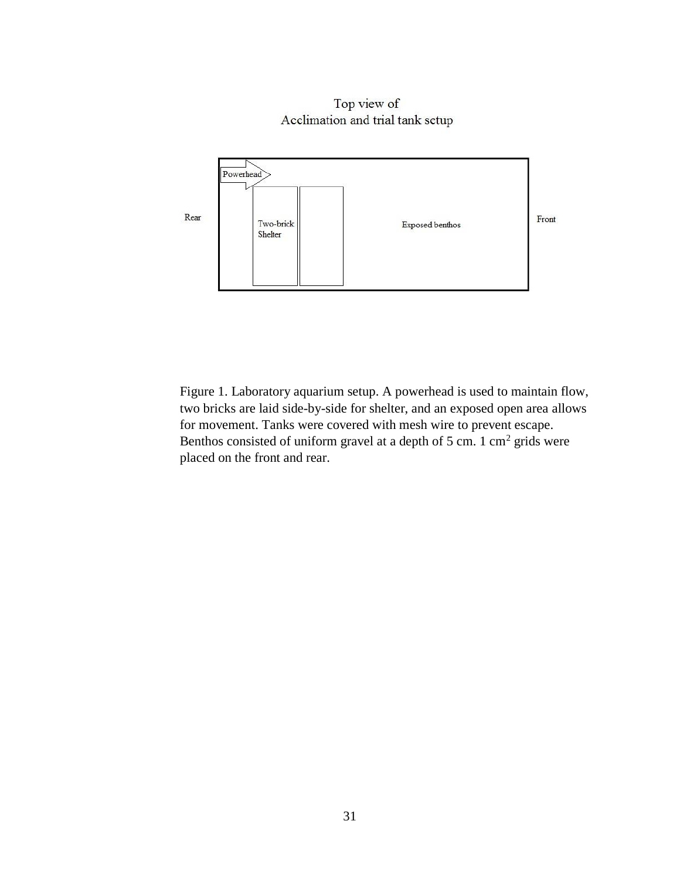Top view of
Acclimation and trial tank setup

Rear

Powerhead

Two-brick Shelter

Exposed benthos

Front

Figure 1. Laboratory aquarium setup. A powerhead is used to maintain flow, two bricks are laid side-by-side for shelter, and an exposed open area allows for movement. Tanks were covered with mesh wire to prevent escape. Benthos consisted of uniform gravel at a depth of 5 cm. 1 $cm^2$ grids were placed on the front and rear.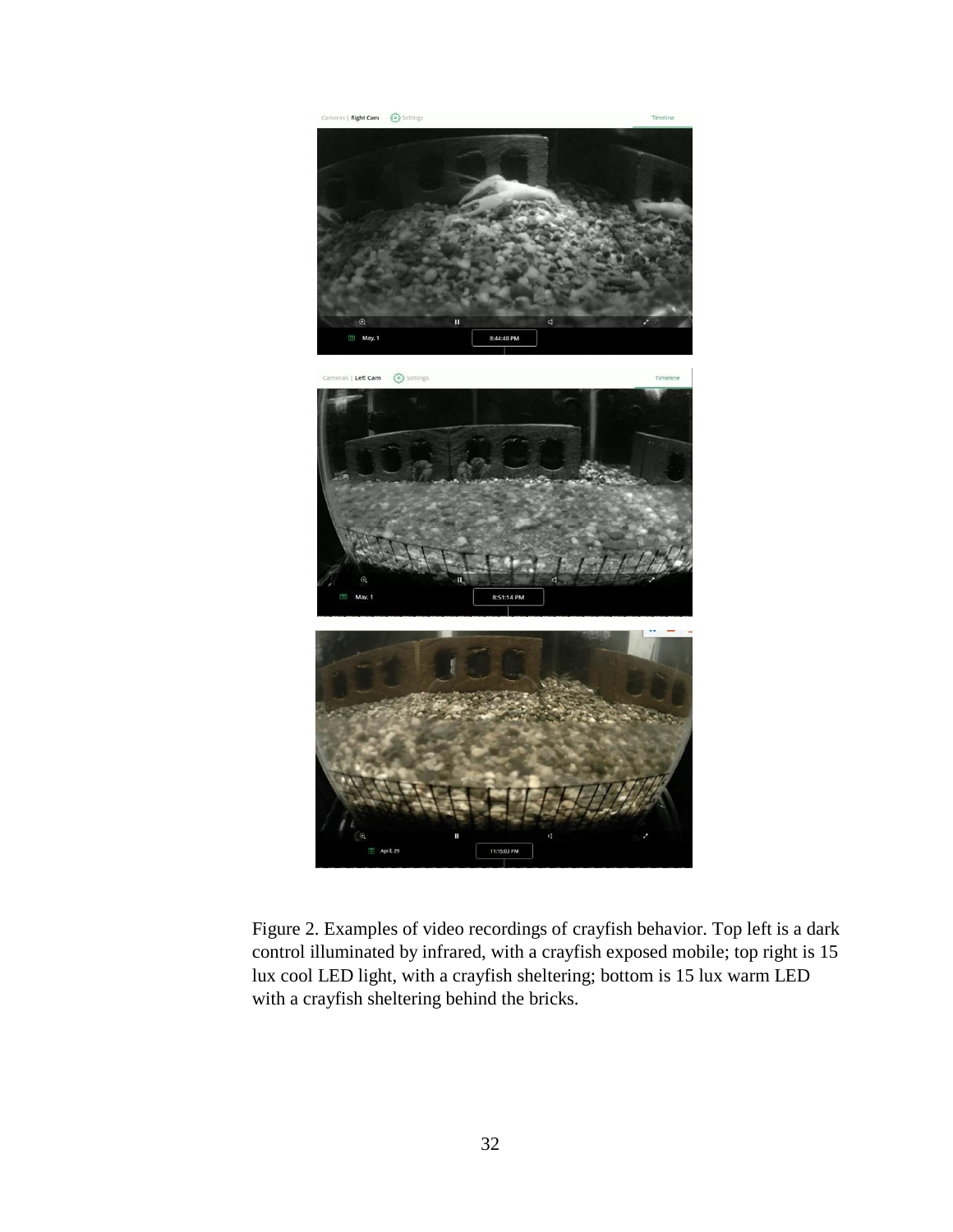Figure 2. Examples of video recordings of crayfish behavior. Top left is a dark control illuminated by infrared, with a crayfish exposed mobile; top right is 15 lux cool LED light, with a crayfish sheltering; bottom is 15 lux warm LED with a crayfish sheltering behind the bricks.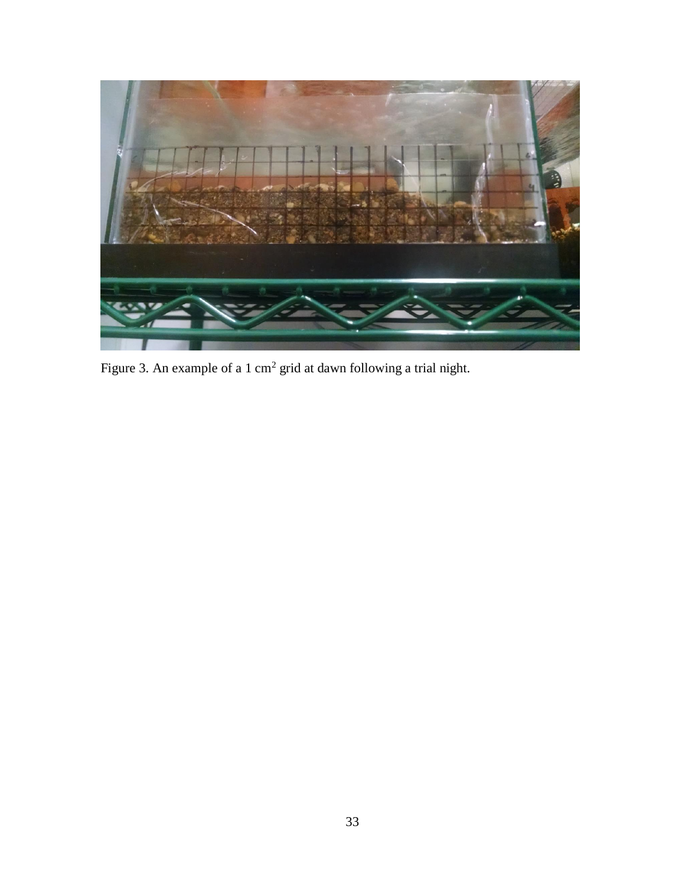Figure 3. An example of a 1 $cm^2$ grid at dawn following a trial night.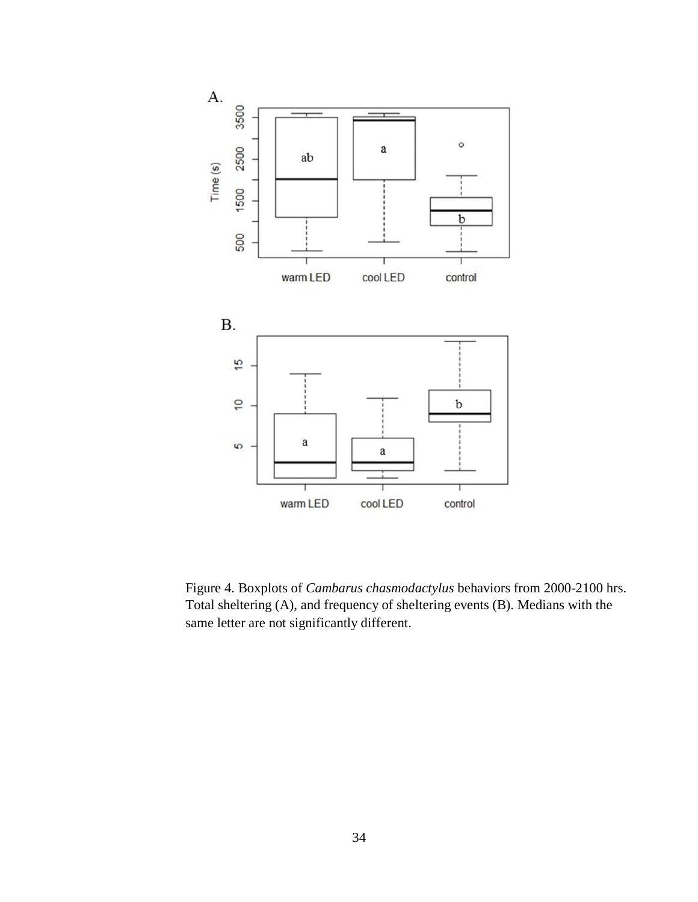Figure 4. Boxplots of *Cambarus chasmodactylus* behaviors from 2000-2100 hrs. Total sheltering (A), and frequency of sheltering events (B). Medians with the same letter are not significantly different.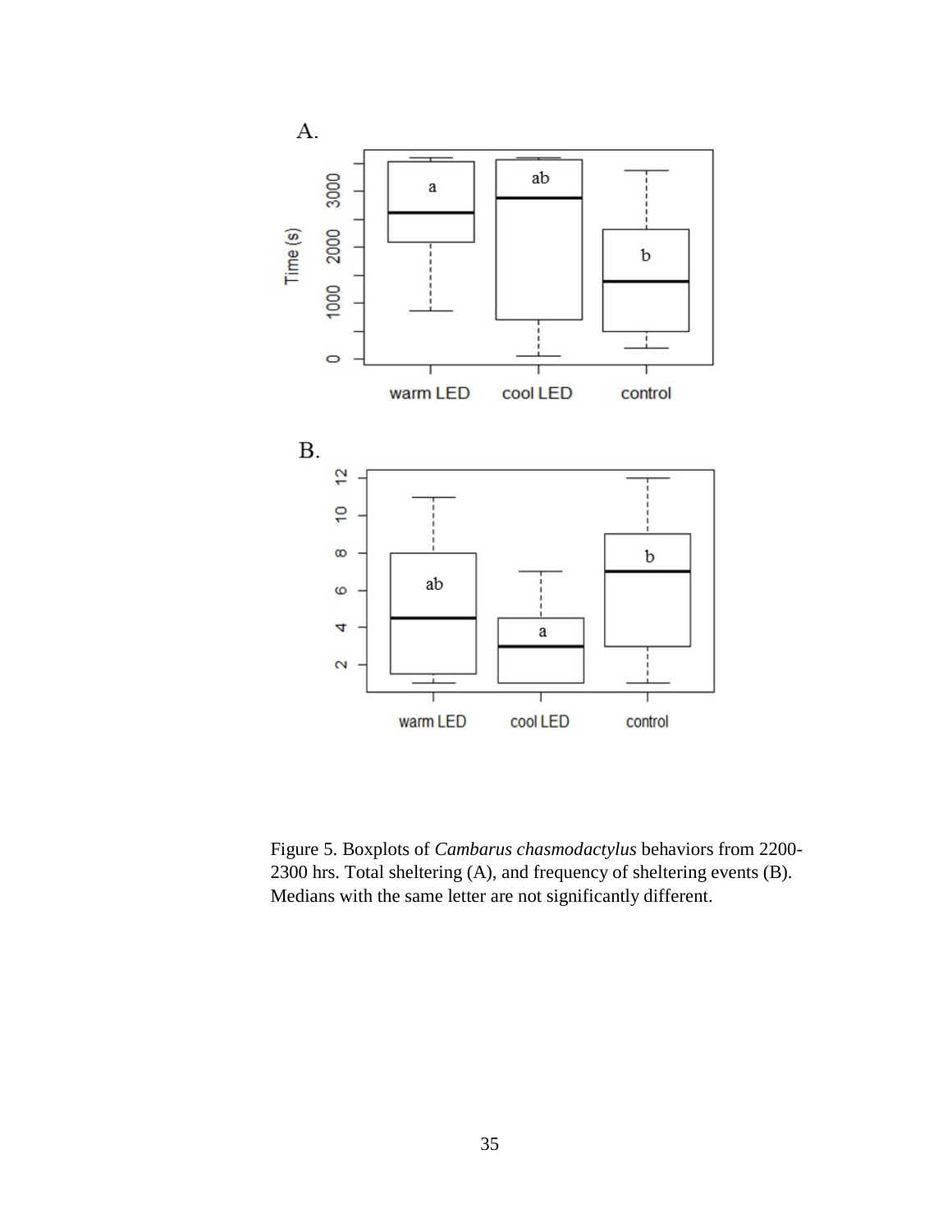Figure 5. Boxplots of *Cambarus chasmodactylus* behaviors from 2200-2300 hrs. Total sheltering (A), and frequency of sheltering events (B). Medians with the same letter are not significantly different.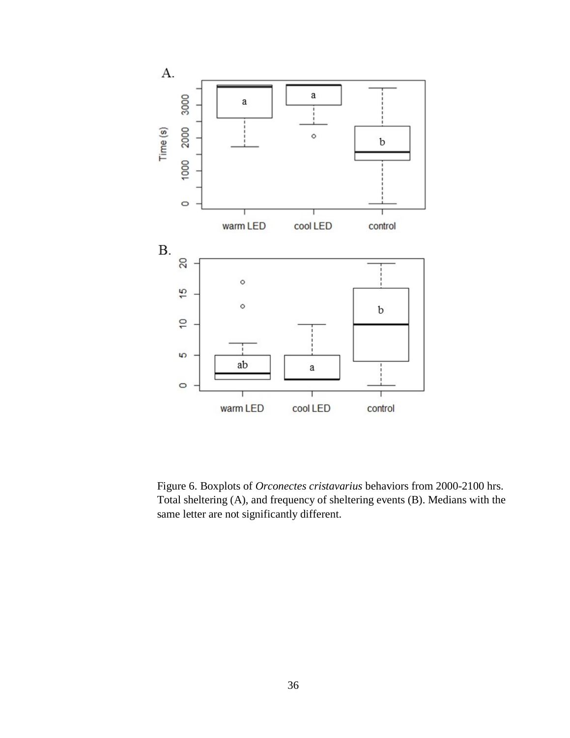Figure 6. Boxplots of *Orconectes cristavarius* behaviors from 2000-2100 hrs. Total sheltering (A), and frequency of sheltering events (B). Medians with the same letter are not significantly different.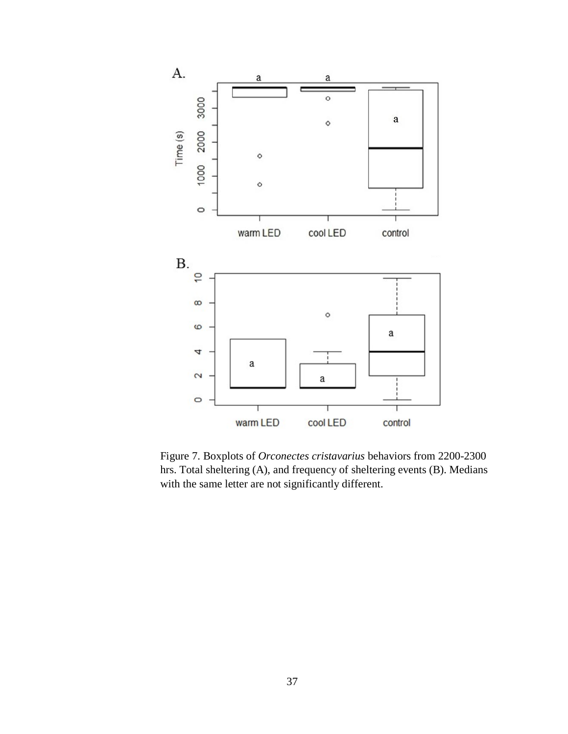Figure 7. Boxplots of *Orconectes cristavarius* behaviors from 2200-2300 hrs. Total sheltering (A), and frequency of sheltering events (B). Medians with the same letter are not significantly different.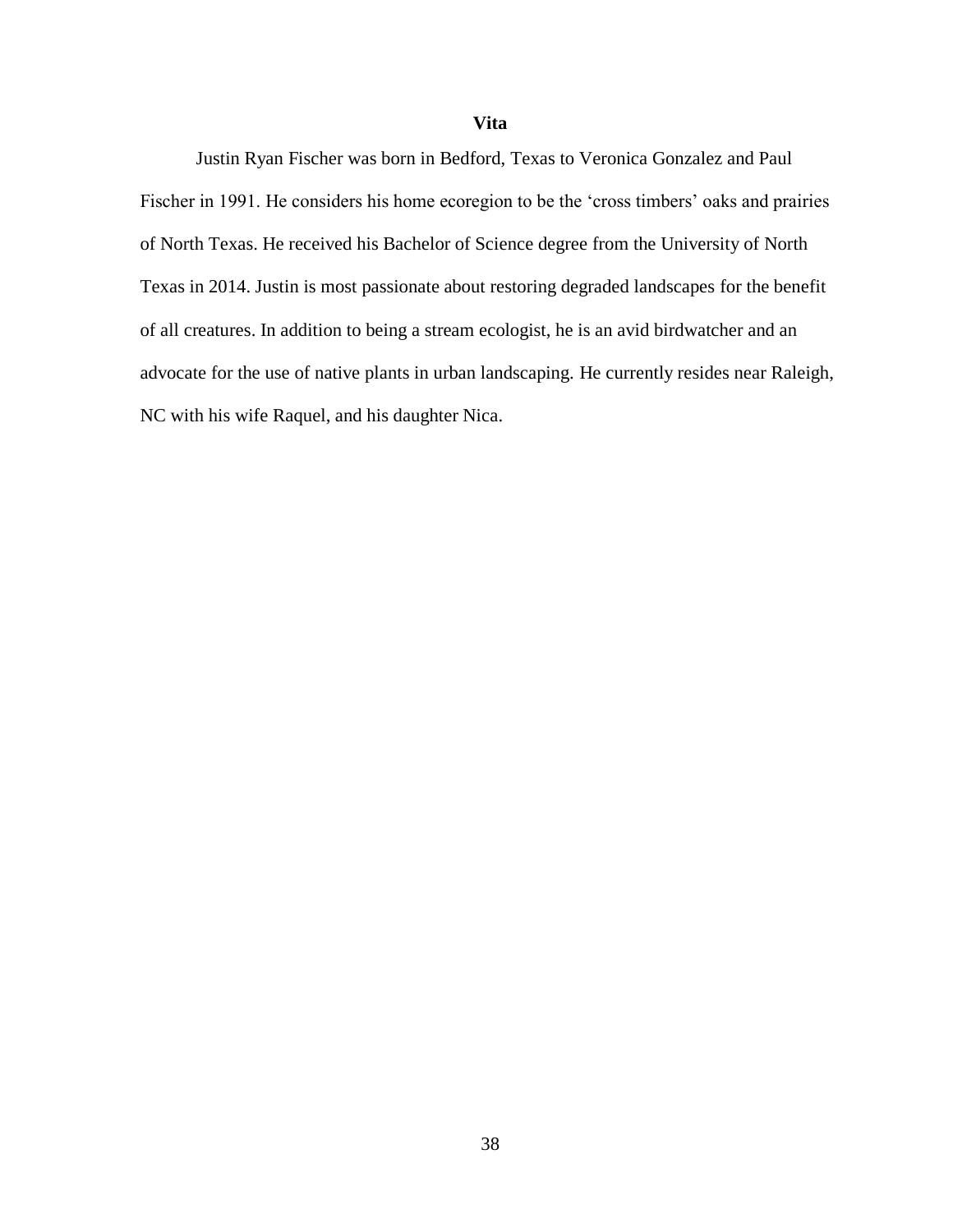# Vita

Justin Ryan Fischer was born in Bedford, Texas to Veronica Gonzalez and Paul Fischer in 1991. He considers his home ecoregion to be the ‘cross timbers’ oaks and prairies of North Texas. He received his Bachelor of Science degree from the University of North Texas in 2014. Justin is most passionate about restoring degraded landscapes for the benefit of all creatures. In addition to being a stream ecologist, he is an avid birdwatcher and an advocate for the use of native plants in urban landscaping. He currently resides near Raleigh, NC with his wife Raquel, and his daughter Nica.